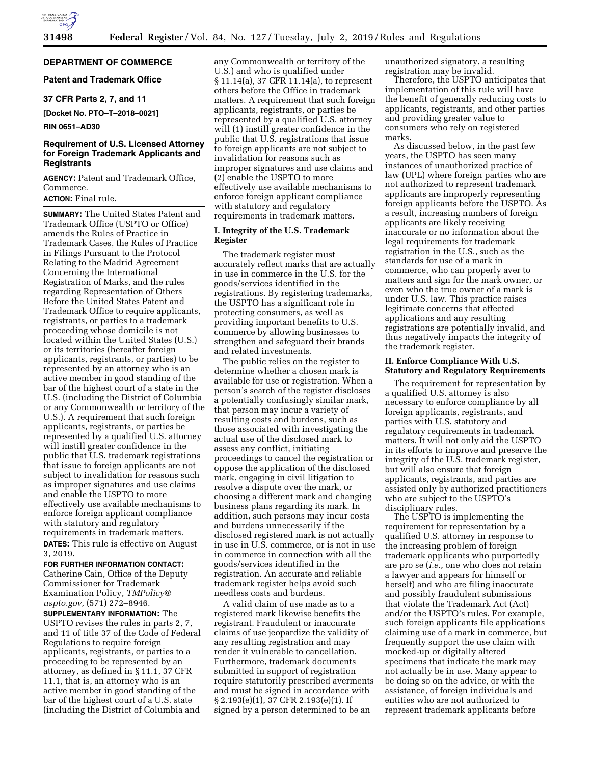**DEPARTMENT OF COMMERCE**

**Patent and Trademark Office**

**37 CFR Parts 2, 7, and 11**

**[Docket No. PTO–T–2018–0021]**

**RIN 0651–AD30**

# Requirement of U.S. Licensed Attorney for Foreign Trademark Applicants and Registrants

**AGENCY:** Patent and Trademark Office, Commerce.

**ACTION:** Final rule.

**SUMMARY:** The United States Patent and Trademark Office (USPTO or Office) amends the Rules of Practice in Trademark Cases, the Rules of Practice in Filings Pursuant to the Protocol Relating to the Madrid Agreement Concerning the International Registration of Marks, and the rules regarding Representation of Others Before the United States Patent and Trademark Office to require applicants, registrants, or parties to a trademark proceeding whose domicile is not located within the United States (U.S.) or its territories (hereafter foreign applicants, registrants, or parties) to be represented by an attorney who is an active member in good standing of the bar of the highest court of a state in the U.S. (including the District of Columbia or any Commonwealth or territory of the U.S.). A requirement that such foreign applicants, registrants, or parties be represented by a qualified U.S. attorney will instill greater confidence in the public that U.S. trademark registrations that issue to foreign applicants are not subject to invalidation for reasons such as improper signatures and use claims and enable the USPTO to more effectively use available mechanisms to enforce foreign applicant compliance with statutory and regulatory requirements in trademark matters.

**DATES:** This rule is effective on August 3, 2019.

**FOR FURTHER INFORMATION CONTACT:** Catherine Cain, Office of the Deputy Commissioner for Trademark Examination Policy, *TMPolicy@uspto.gov,* (571) 272–8946.

**SUPPLEMENTARY INFORMATION:** The USPTO revises the rules in parts 2, 7, and 11 of title 37 of the Code of Federal Regulations to require foreign applicants, registrants, or parties to a proceeding to be represented by an attorney, as defined in § 11.1, 37 CFR 11.1, that is, an attorney who is an active member in good standing of the bar of the highest court of a U.S. state (including the District of Columbia and any Commonwealth or territory of the U.S.) and who is qualified under § 11.14(a), 37 CFR 11.14(a), to represent others before the Office in trademark matters. A requirement that such foreign applicants, registrants, or parties be represented by a qualified U.S. attorney will (1) instill greater confidence in the public that U.S. registrations that issue to foreign applicants are not subject to invalidation for reasons such as improper signatures and use claims and (2) enable the USPTO to more effectively use available mechanisms to enforce foreign applicant compliance with statutory and regulatory requirements in trademark matters.

## I. Integrity of the U.S. Trademark Register

The trademark register must accurately reflect marks that are actually in use in commerce in the U.S. for the goods/services identified in the registrations. By registering trademarks, the USPTO has a significant role in protecting consumers, as well as providing important benefits to U.S. commerce by allowing businesses to strengthen and safeguard their brands and related investments.

The public relies on the register to determine whether a chosen mark is available for use or registration. When a person's search of the register discloses a potentially confusingly similar mark, that person may incur a variety of resulting costs and burdens, such as those associated with investigating the actual use of the disclosed mark to assess any conflict, initiating proceedings to cancel the registration or oppose the application of the disclosed mark, engaging in civil litigation to resolve a dispute over the mark, or choosing a different mark and changing business plans regarding its mark. In addition, such persons may incur costs and burdens unnecessarily if the disclosed registered mark is not actually in use in U.S. commerce, or is not in use in commerce in connection with all the goods/services identified in the registration. An accurate and reliable trademark register helps avoid such needless costs and burdens.

A valid claim of use made as to a registered mark likewise benefits the registrant. Fraudulent or inaccurate claims of use jeopardize the validity of any resulting registration and may render it vulnerable to cancellation. Furthermore, trademark documents submitted in support of registration require statutorily prescribed averments and must be signed in accordance with § 2.193(e)(1), 37 CFR 2.193(e)(1). If signed by a person determined to be an unauthorized signatory, a resulting registration may be invalid.

Therefore, the USPTO anticipates that implementation of this rule will have the benefit of generally reducing costs to applicants, registrants, and other parties and providing greater value to consumers who rely on registered marks.

As discussed below, in the past few years, the USPTO has seen many instances of unauthorized practice of law (UPL) where foreign parties who are not authorized to represent trademark applicants are improperly representing foreign applicants before the USPTO. As a result, increasing numbers of foreign applicants are likely receiving inaccurate or no information about the legal requirements for trademark registration in the U.S., such as the standards for use of a mark in commerce, who can properly aver to matters and sign for the mark owner, or even who the true owner of a mark is under U.S. law. This practice raises legitimate concerns that affected applications and any resulting registrations are potentially invalid, and thus negatively impacts the integrity of the trademark register.

## II. Enforce Compliance With U.S. Statutory and Regulatory Requirements

The requirement for representation by a qualified U.S. attorney is also necessary to enforce compliance by all foreign applicants, registrants, and parties with U.S. statutory and regulatory requirements in trademark matters. It will not only aid the USPTO in its efforts to improve and preserve the integrity of the U.S. trademark register, but will also ensure that foreign applicants, registrants, and parties are assisted only by authorized practitioners who are subject to the USPTO's disciplinary rules.

The USPTO is implementing the requirement for representation by a qualified U.S. attorney in response to the increasing problem of foreign trademark applicants who purportedly are pro se (*i.e.,* one who does not retain a lawyer and appears for himself or herself) and who are filing inaccurate and possibly fraudulent submissions that violate the Trademark Act (Act) and/or the USPTO's rules. For example, such foreign applicants file applications claiming use of a mark in commerce, but frequently support the use claim with mocked-up or digitally altered specimens that indicate the mark may not actually be in use. Many appear to be doing so on the advice, or with the assistance, of foreign individuals and entities who are not authorized to represent trademark applicants before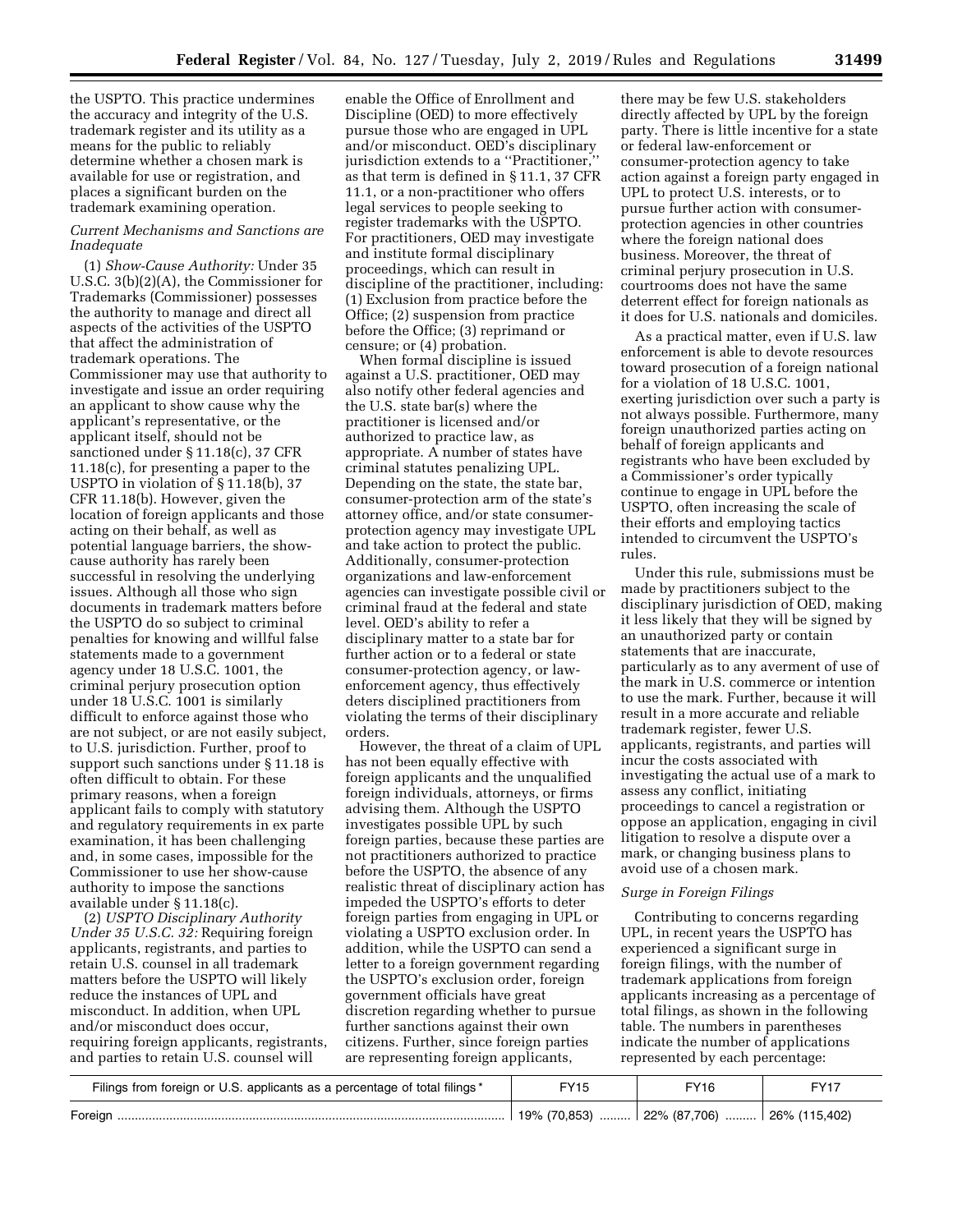the USPTO. This practice undermines the accuracy and integrity of the U.S. trademark register and its utility as a means for the public to reliably determine whether a chosen mark is available for use or registration, and places a significant burden on the trademark examining operation.

*Current Mechanisms and Sanctions are Inadequate*

(1) *Show-Cause Authority:* Under 35 U.S.C. 3(b)(2)(A), the Commissioner for Trademarks (Commissioner) possesses the authority to manage and direct all aspects of the activities of the USPTO that affect the administration of trademark operations. The Commissioner may use that authority to investigate and issue an order requiring an applicant to show cause why the applicant's representative, or the applicant itself, should not be sanctioned under § 11.18(c), 37 CFR 11.18(c), for presenting a paper to the USPTO in violation of § 11.18(b), 37 CFR 11.18(b). However, given the location of foreign applicants and those acting on their behalf, as well as potential language barriers, the show-cause authority has rarely been successful in resolving the underlying issues. Although all those who sign documents in trademark matters before the USPTO do so subject to criminal penalties for knowing and willful false statements made to a government agency under 18 U.S.C. 1001, the criminal perjury prosecution option under 18 U.S.C. 1001 is similarly difficult to enforce against those who are not subject, or are not easily subject, to U.S. jurisdiction. Further, proof to support such sanctions under § 11.18 is often difficult to obtain. For these primary reasons, when a foreign applicant fails to comply with statutory and regulatory requirements in ex parte examination, it has been challenging and, in some cases, impossible for the Commissioner to use her show-cause authority to impose the sanctions available under § 11.18(c).

(2) *USPTO Disciplinary Authority Under 35 U.S.C. 32:* Requiring foreign applicants, registrants, and parties to retain U.S. counsel in all trademark matters before the USPTO will likely reduce the instances of UPL and misconduct. In addition, when UPL and/or misconduct does occur, requiring foreign applicants, registrants, and parties to retain U.S. counsel will enable the Office of Enrollment and Discipline (OED) to more effectively pursue those who are engaged in UPL and/or misconduct. OED's disciplinary jurisdiction extends to a ''Practitioner,'' as that term is defined in § 11.1, 37 CFR 11.1, or a non-practitioner who offers legal services to people seeking to register trademarks with the USPTO. For practitioners, OED may investigate and institute formal disciplinary proceedings, which can result in discipline of the practitioner, including: (1) Exclusion from practice before the Office; (2) suspension from practice before the Office; (3) reprimand or censure; or (4) probation.

When formal discipline is issued against a U.S. practitioner, OED may also notify other federal agencies and the U.S. state bar(s) where the practitioner is licensed and/or authorized to practice law, as appropriate. A number of states have criminal statutes penalizing UPL. Depending on the state, the state bar, consumer-protection arm of the state's attorney office, and/or state consumer-protection agency may investigate UPL and take action to protect the public. Additionally, consumer-protection organizations and law-enforcement agencies can investigate possible civil or criminal fraud at the federal and state level. OED's ability to refer a disciplinary matter to a state bar for further action or to a federal or state consumer-protection agency, or law-enforcement agency, thus effectively deters disciplined practitioners from violating the terms of their disciplinary orders.

However, the threat of a claim of UPL has not been equally effective with foreign applicants and the unqualified foreign individuals, attorneys, or firms advising them. Although the USPTO investigates possible UPL by such foreign parties, because these parties are not practitioners authorized to practice before the USPTO, the absence of any realistic threat of disciplinary action has impeded the USPTO's efforts to deter foreign parties from engaging in UPL or violating a USPTO exclusion order. In addition, while the USPTO can send a letter to a foreign government regarding the USPTO's exclusion order, foreign government officials have great discretion regarding whether to pursue further sanctions against their own citizens. Further, since foreign parties are representing foreign applicants, there may be few U.S. stakeholders directly affected by UPL by the foreign party. There is little incentive for a state or federal law-enforcement or consumer-protection agency to take action against a foreign party engaged in UPL to protect U.S. interests, or to pursue further action with consumer-protection agencies in other countries where the foreign national does business. Moreover, the threat of criminal perjury prosecution in U.S. courtrooms does not have the same deterrent effect for foreign nationals as it does for U.S. nationals and domiciles.

As a practical matter, even if U.S. law enforcement is able to devote resources toward prosecution of a foreign national for a violation of 18 U.S.C. 1001, exerting jurisdiction over such a party is not always possible. Furthermore, many foreign unauthorized parties acting on behalf of foreign applicants and registrants who have been excluded by a Commissioner's order typically continue to engage in UPL before the USPTO, often increasing the scale of their efforts and employing tactics intended to circumvent the USPTO's rules.

Under this rule, submissions must be made by practitioners subject to the disciplinary jurisdiction of OED, making it less likely that they will be signed by an unauthorized party or contain statements that are inaccurate, particularly as to any averment of use of the mark in U.S. commerce or intention to use the mark. Further, because it will result in a more accurate and reliable trademark register, fewer U.S. applicants, registrants, and parties will incur the costs associated with investigating the actual use of a mark to assess any conflict, initiating proceedings to cancel a registration or oppose an application, engaging in civil litigation to resolve a dispute over a mark, or changing business plans to avoid use of a chosen mark.

*Surge in Foreign Filings*

Contributing to concerns regarding UPL, in recent years the USPTO has experienced a significant surge in foreign filings, with the number of trademark applications from foreign applicants increasing as a percentage of total filings, as shown in the following table. The numbers in parentheses indicate the number of applications represented by each percentage:

| Filings from foreign or U.S. applicants as a percentage of total filings * | FY15 | FY16 | FY17 |
|---|---|---|---|
| Foreign | 19% (70,853) | 22% (87,706) | 26% (115,402) |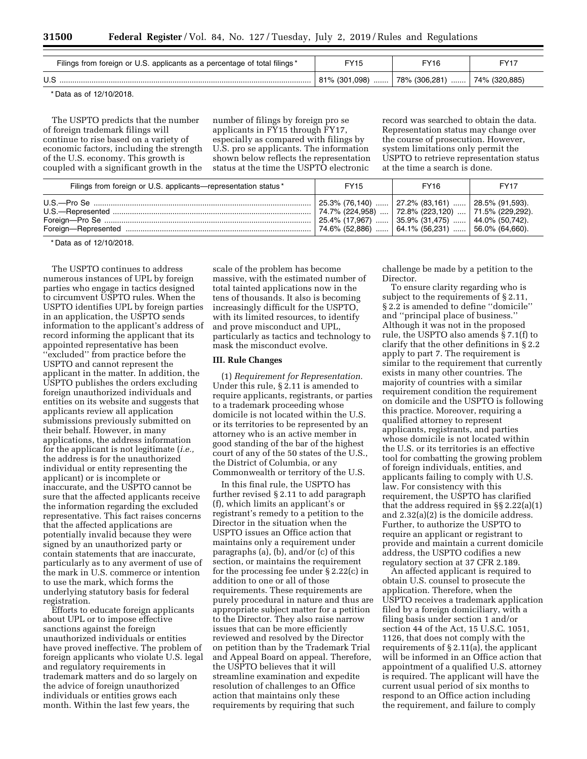| Filings from foreign or U.S. applicants as a percentage of total filings * | FY15 | FY16 | FY17 |
|---|---|---|---|
| U.S | 81% (301,098) | 78% (306,281) | 74% (320,885) |

* Data as of 12/10/2018.

The USPTO predicts that the number of foreign trademark filings will continue to rise based on a variety of economic factors, including the strength of the U.S. economy. This growth is coupled with a significant growth in the number of filings by foreign pro se applicants in FY15 through FY17, especially as compared with filings by U.S. pro se applicants. The information shown below reflects the representation status at the time the USPTO electronic record was searched to obtain the data. Representation status may change over the course of prosecution. However, system limitations only permit the USPTO to retrieve representation status at the time a search is done.

| Filings from foreign or U.S. applicants—representation status * | FY15 | FY16 | FY17 |
|---|---|---|---|
| U.S.—Pro Se | 25.3% (76,140) | 27.2% (83,161) | 28.5% (91,593). |
| U.S.—Represented | 74.7% (224,958) | 72.8% (223,120) | 71.5% (229,292). |
| Foreign—Pro Se | 25.4% (17,967) | 35.9% (31,475) | 44.0% (50,742). |
| Foreign—Represented | 74.6% (52,886) | 64.1% (56,231) | 56.0% (64,660). |

* Data as of 12/10/2018.

The USPTO continues to address numerous instances of UPL by foreign parties who engage in tactics designed to circumvent USPTO rules. When the USPTO identifies UPL by foreign parties in an application, the USPTO sends information to the applicant's address of record informing the applicant that its appointed representative has been "excluded" from practice before the USPTO and cannot represent the applicant in the matter. In addition, the USPTO publishes the orders excluding foreign unauthorized individuals and entities on its website and suggests that applicants review all application submissions previously submitted on their behalf. However, in many applications, the address information for the applicant is not legitimate (*i.e.,* the address is for the unauthorized individual or entity representing the applicant) or is incomplete or inaccurate, and the USPTO cannot be sure that the affected applicants receive the information regarding the excluded representative. This fact raises concerns that the affected applications are potentially invalid because they were signed by an unauthorized party or contain statements that are inaccurate, particularly as to any averment of use of the mark in U.S. commerce or intention to use the mark, which forms the underlying statutory basis for federal registration.

Efforts to educate foreign applicants about UPL or to impose effective sanctions against the foreign unauthorized individuals or entities have proved ineffective. The problem of foreign applicants who violate U.S. legal and regulatory requirements in trademark matters and do so largely on the advice of foreign unauthorized individuals or entities grows each month. Within the last few years, the scale of the problem has become massive, with the estimated number of total tainted applications now in the tens of thousands. It also is becoming increasingly difficult for the USPTO, with its limited resources, to identify and prove misconduct and UPL, particularly as tactics and technology to mask the misconduct evolve.

## III. Rule Changes

(1) *Requirement for Representation.* Under this rule, § 2.11 is amended to require applicants, registrants, or parties to a trademark proceeding whose domicile is not located within the U.S. or its territories to be represented by an attorney who is an active member in good standing of the bar of the highest court of any of the 50 states of the U.S., the District of Columbia, or any Commonwealth or territory of the U.S.

In this final rule, the USPTO has further revised § 2.11 to add paragraph (f), which limits an applicant's or registrant's remedy to a petition to the Director in the situation when the USPTO issues an Office action that maintains only a requirement under paragraphs (a), (b), and/or (c) of this section, or maintains the requirement for the processing fee under § 2.22(c) in addition to one or all of those requirements. These requirements are purely procedural in nature and thus are appropriate subject matter for a petition to the Director. They also raise narrow issues that can be more efficiently reviewed and resolved by the Director on petition than by the Trademark Trial and Appeal Board on appeal. Therefore, the USPTO believes that it will streamline examination and expedite resolution of challenges to an Office action that maintains only these requirements by requiring that such challenge be made by a petition to the Director.

To ensure clarity regarding who is subject to the requirements of § 2.11, § 2.2 is amended to define "domicile" and "principal place of business." Although it was not in the proposed rule, the USPTO also amends § 7.1(f) to clarify that the other definitions in § 2.2 apply to part 7. The requirement is similar to the requirement that currently exists in many other countries. The majority of countries with a similar requirement condition the requirement on domicile and the USPTO is following this practice. Moreover, requiring a qualified attorney to represent applicants, registrants, and parties whose domicile is not located within the U.S. or its territories is an effective tool for combatting the growing problem of foreign individuals, entities, and applicants failing to comply with U.S. law. For consistency with this requirement, the USPTO has clarified that the address required in §§ 2.22(a)(1) and 2.32(a)(2) is the domicile address. Further, to authorize the USPTO to require an applicant or registrant to provide and maintain a current domicile address, the USPTO codifies a new regulatory section at 37 CFR 2.189.

An affected applicant is required to obtain U.S. counsel to prosecute the application. Therefore, when the USPTO receives a trademark application filed by a foreign domiciliary, with a filing basis under section 1 and/or section 44 of the Act, 15 U.S.C. 1051, 1126, that does not comply with the requirements of § 2.11(a), the applicant will be informed in an Office action that appointment of a qualified U.S. attorney is required. The applicant will have the current usual period of six months to respond to an Office action including the requirement, and failure to comply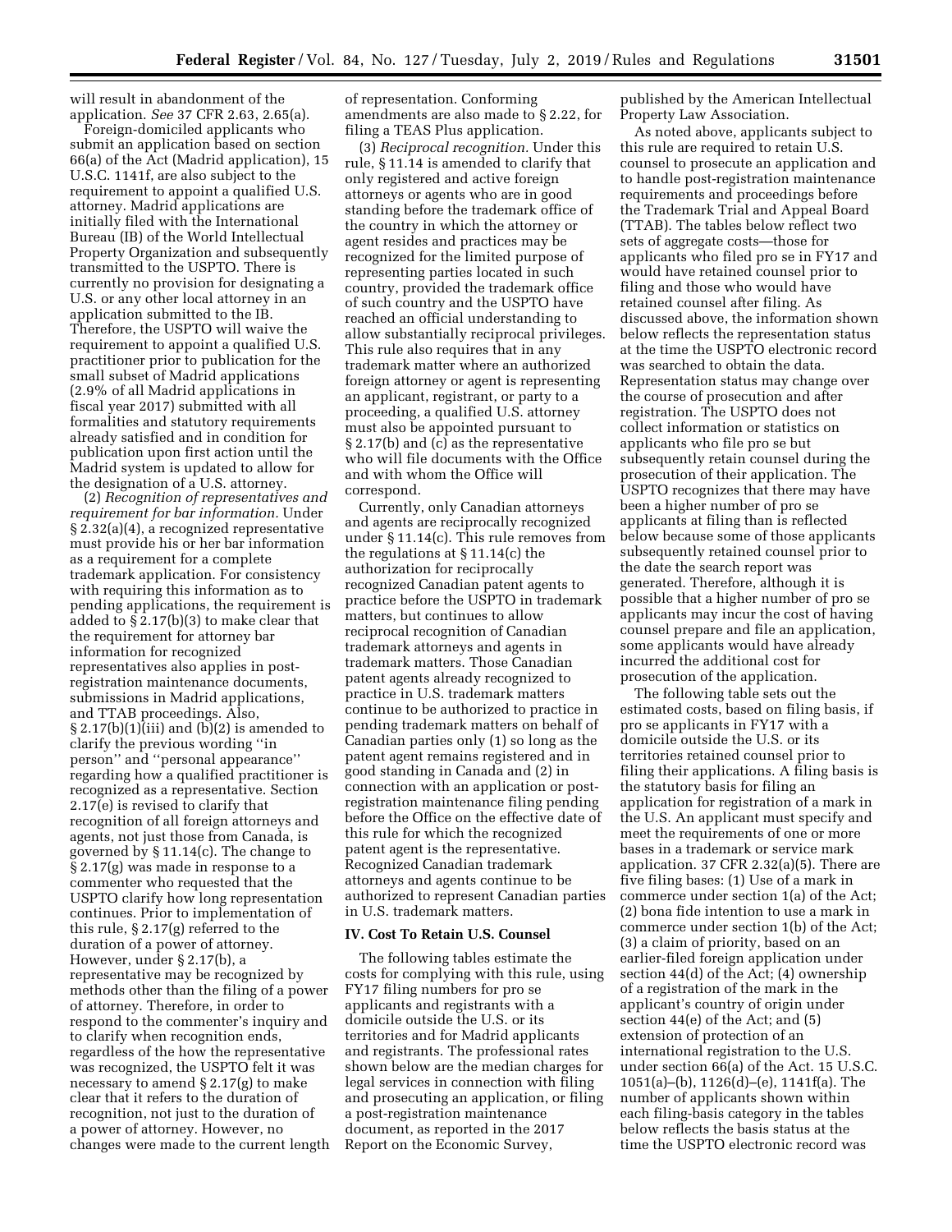will result in abandonment of the application. *See* 37 CFR 2.63, 2.65(a).

Foreign-domiciled applicants who submit an application based on section 66(a) of the Act (Madrid application), 15 U.S.C. 1141f, are also subject to the requirement to appoint a qualified U.S. attorney. Madrid applications are initially filed with the International Bureau (IB) of the World Intellectual Property Organization and subsequently transmitted to the USPTO. There is currently no provision for designating a U.S. or any other local attorney in an application submitted to the IB. Therefore, the USPTO will waive the requirement to appoint a qualified U.S. practitioner prior to publication for the small subset of Madrid applications (2.9% of all Madrid applications in fiscal year 2017) submitted with all formalities and statutory requirements already satisfied and in condition for publication upon first action until the Madrid system is updated to allow for the designation of a U.S. attorney.

(2) *Recognition of representatives and requirement for bar information.* Under § 2.32(a)(4), a recognized representative must provide his or her bar information as a requirement for a complete trademark application. For consistency with requiring this information as to pending applications, the requirement is added to § 2.17(b)(3) to make clear that the requirement for attorney bar information for recognized representatives also applies in post-registration maintenance documents, submissions in Madrid applications, and TTAB proceedings. Also, § 2.17(b)(1)(iii) and (b)(2) is amended to clarify the previous wording ''in person'' and ''personal appearance'' regarding how a qualified practitioner is recognized as a representative. Section 2.17(e) is revised to clarify that recognition of all foreign attorneys and agents, not just those from Canada, is governed by § 11.14(c). The change to § 2.17(g) was made in response to a commenter who requested that the USPTO clarify how long representation continues. Prior to implementation of this rule, § 2.17(g) referred to the duration of a power of attorney. However, under § 2.17(b), a representative may be recognized by methods other than the filing of a power of attorney. Therefore, in order to respond to the commenter's inquiry and to clarify when recognition ends, regardless of the how the representative was recognized, the USPTO felt it was necessary to amend § 2.17(g) to make clear that it refers to the duration of recognition, not just to the duration of a power of attorney. However, no changes were made to the current length of representation. Conforming amendments are also made to § 2.22, for filing a TEAS Plus application.

(3) *Reciprocal recognition.* Under this rule, § 11.14 is amended to clarify that only registered and active foreign attorneys or agents who are in good standing before the trademark office of the country in which the attorney or agent resides and practices may be recognized for the limited purpose of representing parties located in such country, provided the trademark office of such country and the USPTO have reached an official understanding to allow substantially reciprocal privileges. This rule also requires that in any trademark matter where an authorized foreign attorney or agent is representing an applicant, registrant, or party to a proceeding, a qualified U.S. attorney must also be appointed pursuant to § 2.17(b) and (c) as the representative who will file documents with the Office and with whom the Office will correspond.

Currently, only Canadian attorneys and agents are reciprocally recognized under § 11.14(c). This rule removes from the regulations at § 11.14(c) the authorization for reciprocally recognized Canadian patent agents to practice before the USPTO in trademark matters, but continues to allow reciprocal recognition of Canadian trademark attorneys and agents in trademark matters. Those Canadian patent agents already recognized to practice in U.S. trademark matters continue to be authorized to practice in pending trademark matters on behalf of Canadian parties only (1) so long as the patent agent remains registered and in good standing in Canada and (2) in connection with an application or post-registration maintenance filing pending before the Office on the effective date of this rule for which the recognized patent agent is the representative. Recognized Canadian trademark attorneys and agents continue to be authorized to represent Canadian parties in U.S. trademark matters.

## IV. Cost To Retain U.S. Counsel

The following tables estimate the costs for complying with this rule, using FY17 filing numbers for pro se applicants and registrants with a domicile outside the U.S. or its territories and for Madrid applicants and registrants. The professional rates shown below are the median charges for legal services in connection with filing and prosecuting an application, or filing a post-registration maintenance document, as reported in the 2017 Report on the Economic Survey, published by the American Intellectual Property Law Association.

As noted above, applicants subject to this rule are required to retain U.S. counsel to prosecute an application and to handle post-registration maintenance requirements and proceedings before the Trademark Trial and Appeal Board (TTAB). The tables below reflect two sets of aggregate costs—those for applicants who filed pro se in FY17 and would have retained counsel prior to filing and those who would have retained counsel after filing. As discussed above, the information shown below reflects the representation status at the time the USPTO electronic record was searched to obtain the data. Representation status may change over the course of prosecution and after registration. The USPTO does not collect information or statistics on applicants who file pro se but subsequently retain counsel during the prosecution of their application. The USPTO recognizes that there may have been a higher number of pro se applicants at filing than is reflected below because some of those applicants subsequently retained counsel prior to the date the search report was generated. Therefore, although it is possible that a higher number of pro se applicants may incur the cost of having counsel prepare and file an application, some applicants would have already incurred the additional cost for prosecution of the application.

The following table sets out the estimated costs, based on filing basis, if pro se applicants in FY17 with a domicile outside the U.S. or its territories retained counsel prior to filing their applications. A filing basis is the statutory basis for filing an application for registration of a mark in the U.S. An applicant must specify and meet the requirements of one or more bases in a trademark or service mark application. 37 CFR 2.32(a)(5). There are five filing bases: (1) Use of a mark in commerce under section 1(a) of the Act; (2) bona fide intention to use a mark in commerce under section 1(b) of the Act; (3) a claim of priority, based on an earlier-filed foreign application under section 44(d) of the Act; (4) ownership of a registration of the mark in the applicant's country of origin under section 44(e) of the Act; and (5) extension of protection of an international registration to the U.S. under section 66(a) of the Act. 15 U.S.C. 1051(a)–(b), 1126(d)–(e), 1141f(a). The number of applicants shown within each filing-basis category in the tables below reflects the basis status at the time the USPTO electronic record was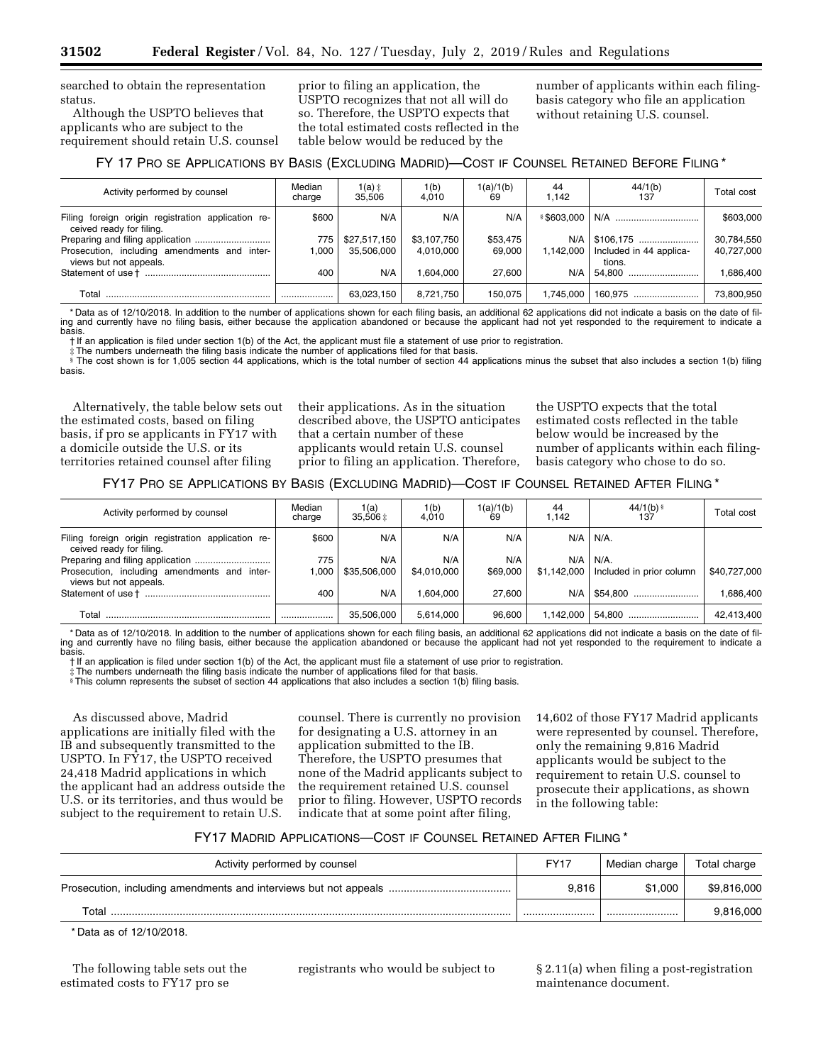searched to obtain the representation status.

Although the USPTO believes that applicants who are subject to the requirement should retain U.S. counsel prior to filing an application, the USPTO recognizes that not all will do so. Therefore, the USPTO expects that the total estimated costs reflected in the table below would be reduced by the number of applicants within each filing-basis category who file an application without retaining U.S. counsel.

FY 17 PRO SE APPLICATIONS BY BASIS (EXCLUDING MADRID)—COST IF COUNSEL RETAINED BEFORE FILING *

| Activity performed by counsel | Median charge | 1(a) ‡ 35,506 | 1(b) 4,010 | 1(a)/1(b) 69 | 44 1,142 | 44/1(b) 137 | Total cost |
|---|---|---|---|---|---|---|---|
| Filing foreign origin registration application received ready for filing. | $600 | N/A | N/A | N/A | § $603,000 | N/A | $603,000 |
| Preparing and filing application | 775 | $27,517,150 | $3,107,750 | $53,475 | N/A | $106,175 | 30,784,550 |
| Prosecution, including amendments and interviews but not appeals. | 1,000 | 35,506,000 | 4,010,000 | 69,000 | 1,142,000 | Included in 44 applications. | 40,727,000 |
| Statement of use † | 400 | N/A | 1,604,000 | 27,600 | N/A | 54,800 | 1,686,400 |
| Total | | 63,023,150 | 8,721,750 | 150,075 | 1,745,000 | 160,975 | 73,800,950 |

* Data as of 12/10/2018. In addition to the number of applications shown for each filing basis, an additional 62 applications did not indicate a basis on the date of filing and currently have no filing basis, either because the application abandoned or because the applicant had not yet responded to the requirement to indicate a basis.

† If an application is filed under section 1(b) of the Act, the applicant must file a statement of use prior to registration.

‡ The numbers underneath the filing basis indicate the number of applications filed for that basis.

§ The cost shown is for 1,005 section 44 applications, which is the total number of section 44 applications minus the subset that also includes a section 1(b) filing basis.

Alternatively, the table below sets out the estimated costs, based on filing basis, if pro se applicants in FY17 with a domicile outside the U.S. or its territories retained counsel after filing their applications. As in the situation described above, the USPTO anticipates that a certain number of these applicants would retain U.S. counsel prior to filing an application. Therefore, the USPTO expects that the total estimated costs reflected in the table below would be increased by the number of applicants within each filing-basis category who chose to do so.

FY17 PRO SE APPLICATIONS BY BASIS (EXCLUDING MADRID)—COST IF COUNSEL RETAINED AFTER FILING *

| Activity performed by counsel | Median charge | 1(a) 35,506 ‡ | 1(b) 4,010 | 1(a)/1(b) 69 | 44 1,142 | 44/1(b) § 137 | Total cost |
|---|---|---|---|---|---|---|---|
| Filing foreign origin registration application received ready for filing. | $600 | N/A | N/A | N/A | N/A | N/A. | |
| Preparing and filing application | 775 | N/A | N/A | N/A | N/A | N/A. | |
| Prosecution, including amendments and interviews but not appeals. | 1,000 | $35,506,000 | $4,010,000 | $69,000 | $1,142,000 | Included in prior column | $40,727,000 |
| Statement of use † | 400 | N/A | 1,604,000 | 27,600 | N/A | $54,800 | 1,686,400 |
| Total | | 35,506,000 | 5,614,000 | 96,600 | 1,142,000 | 54,800 | 42,413,400 |

* Data as of 12/10/2018. In addition to the number of applications shown for each filing basis, an additional 62 applications did not indicate a basis on the date of filing and currently have no filing basis, either because the application abandoned or because the applicant had not yet responded to the requirement to indicate a basis.

† If an application is filed under section 1(b) of the Act, the applicant must file a statement of use prior to registration.

‡ The numbers underneath the filing basis indicate the number of applications filed for that basis.

§ This column represents the subset of section 44 applications that also includes a section 1(b) filing basis.

As discussed above, Madrid applications are initially filed with the IB and subsequently transmitted to the USPTO. In FY17, the USPTO received 24,418 Madrid applications in which the applicant had an address outside the U.S. or its territories, and thus would be subject to the requirement to retain U.S. counsel. There is currently no provision for designating a U.S. attorney in an application submitted to the IB. Therefore, the USPTO presumes that none of the Madrid applicants subject to the requirement retained U.S. counsel prior to filing. However, USPTO records indicate that at some point after filing, 14,602 of those FY17 Madrid applicants were represented by counsel. Therefore, only the remaining 9,816 Madrid applicants would be subject to the requirement to retain U.S. counsel to prosecute their applications, as shown in the following table:

FY17 MADRID APPLICATIONS—COST IF COUNSEL RETAINED AFTER FILING *

| Activity performed by counsel | FY17 | Median charge | Total charge |
|---|---|---|---|
| Prosecution, including amendments and interviews but not appeals | 9,816 | $1,000 | $9,816,000 |
| Total | | | 9,816,000 |

* Data as of 12/10/2018.

The following table sets out the estimated costs to FY17 pro se registrants who would be subject to § 2.11(a) when filing a post-registration maintenance document.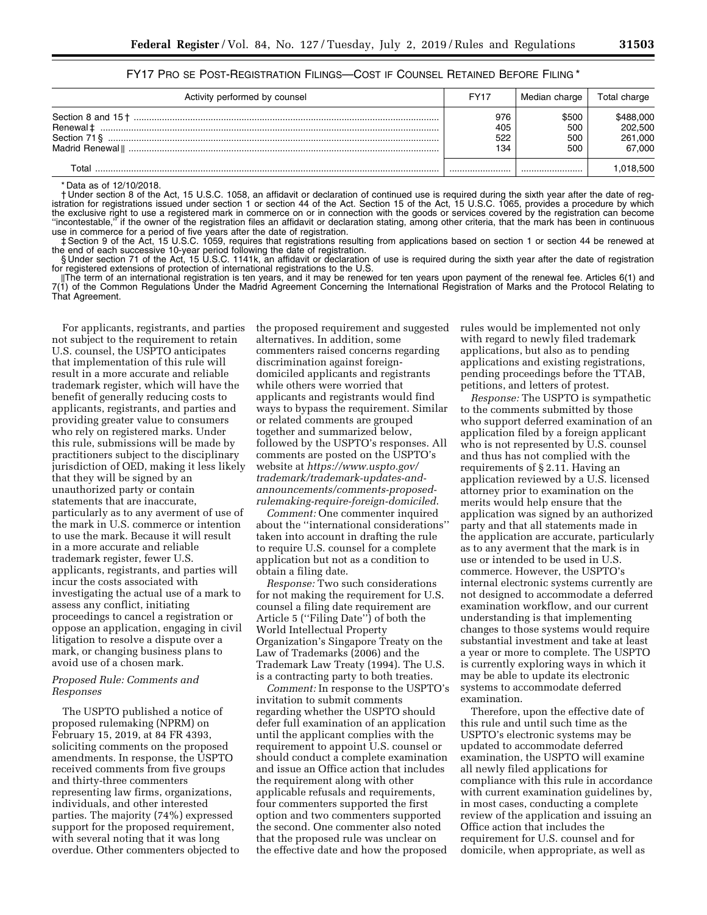FY17 PRO SE POST-REGISTRATION FILINGS—COST IF COUNSEL RETAINED BEFORE FILING *

| Activity performed by counsel | FY17 | Median charge | Total charge |
|---|---|---|---|
| Section 8 and 15 † | 976 | $500 | $488,000 |
| Renewal ‡ | 405 | 500 | 202,500 |
| Section 71 § | 522 | 500 | 261,000 |
| Madrid Renewal ‖ | 134 | 500 | 67,000 |
| Total | | | 1,018,500 |

* Data as of 12/10/2018.

† Under section 8 of the Act, 15 U.S.C. 1058, an affidavit or declaration of continued use is required during the sixth year after the date of registration for registrations issued under section 1 or section 44 of the Act. Section 15 of the Act, 15 U.S.C. 1065, provides a procedure by which the exclusive right to use a registered mark in commerce on or in connection with the goods or services covered by the registration can become "incontestable," if the owner of the registration files an affidavit or declaration stating, among other criteria, that the mark has been in continuous use in commerce for a period of five years after the date of registration.

‡ Section 9 of the Act, 15 U.S.C. 1059, requires that registrations resulting from applications based on section 1 or section 44 be renewed at the end of each successive 10-year period following the date of registration.

§ Under section 71 of the Act, 15 U.S.C. 1141k, an affidavit or declaration of use is required during the sixth year after the date of registration for registered extensions of protection of international registrations to the U.S.

‖ The term of an international registration is ten years, and it may be renewed for ten years upon payment of the renewal fee. Articles 6(1) and 7(1) of the Common Regulations Under the Madrid Agreement Concerning the International Registration of Marks and the Protocol Relating to That Agreement.

For applicants, registrants, and parties not subject to the requirement to retain U.S. counsel, the USPTO anticipates that implementation of this rule will result in a more accurate and reliable trademark register, which will have the benefit of generally reducing costs to applicants, registrants, and parties and providing greater value to consumers who rely on registered marks. Under this rule, submissions will be made by practitioners subject to the disciplinary jurisdiction of OED, making it less likely that they will be signed by an unauthorized party or contain statements that are inaccurate, particularly as to any averment of use of the mark in U.S. commerce or intention to use the mark. Because it will result in a more accurate and reliable trademark register, fewer U.S. applicants, registrants, and parties will incur the costs associated with investigating the actual use of a mark to assess any conflict, initiating proceedings to cancel a registration or oppose an application, engaging in civil litigation to resolve a dispute over a mark, or changing business plans to avoid use of a chosen mark.

### *Proposed Rule: Comments and Responses*

The USPTO published a notice of proposed rulemaking (NPRM) on February 15, 2019, at 84 FR 4393, soliciting comments on the proposed amendments. In response, the USPTO received comments from five groups and thirty-three commenters representing law firms, organizations, individuals, and other interested parties. The majority (74%) expressed support for the proposed requirement, with several noting that it was long overdue. Other commenters objected to the proposed requirement and suggested alternatives. In addition, some commenters raised concerns regarding discrimination against foreign-domiciled applicants and registrants while others were worried that applicants and registrants would find ways to bypass the requirement. Similar or related comments are grouped together and summarized below, followed by the USPTO's responses. All comments are posted on the USPTO's website at *https://www.uspto.gov/trademark/trademark-updates-and-announcements/comments-proposed-rulemaking-require-foreign-domiciled*.

*Comment:* One commenter inquired about the "international considerations" taken into account in drafting the rule to require U.S. counsel for a complete application but not as a condition to obtain a filing date.

*Response:* Two such considerations for not making the requirement for U.S. counsel a filing date requirement are Article 5 ("Filing Date") of both the World Intellectual Property Organization's Singapore Treaty on the Law of Trademarks (2006) and the Trademark Law Treaty (1994). The U.S. is a contracting party to both treaties.

*Comment:* In response to the USPTO's invitation to submit comments regarding whether the USPTO should defer full examination of an application until the applicant complies with the requirement to appoint U.S. counsel or should conduct a complete examination and issue an Office action that includes the requirement along with other applicable refusals and requirements, four commenters supported the first option and two commenters supported the second. One commenter also noted that the proposed rule was unclear on the effective date and how the proposed rules would be implemented not only with regard to newly filed trademark applications, but also as to pending applications and existing registrations, pending proceedings before the TTAB, petitions, and letters of protest.

*Response:* The USPTO is sympathetic to the comments submitted by those who support deferred examination of an application filed by a foreign applicant who is not represented by U.S. counsel and thus has not complied with the requirements of § 2.11. Having an application reviewed by a U.S. licensed attorney prior to examination on the merits would help ensure that the application was signed by an authorized party and that all statements made in the application are accurate, particularly as to any averment that the mark is in use or intended to be used in U.S. commerce. However, the USPTO's internal electronic systems currently are not designed to accommodate a deferred examination workflow, and our current understanding is that implementing changes to those systems would require substantial investment and take at least a year or more to complete. The USPTO is currently exploring ways in which it may be able to update its electronic systems to accommodate deferred examination.

Therefore, upon the effective date of this rule and until such time as the USPTO's electronic systems may be updated to accommodate deferred examination, the USPTO will examine all newly filed applications for compliance with this rule in accordance with current examination guidelines by, in most cases, conducting a complete review of the application and issuing an Office action that includes the requirement for U.S. counsel and for domicile, when appropriate, as well as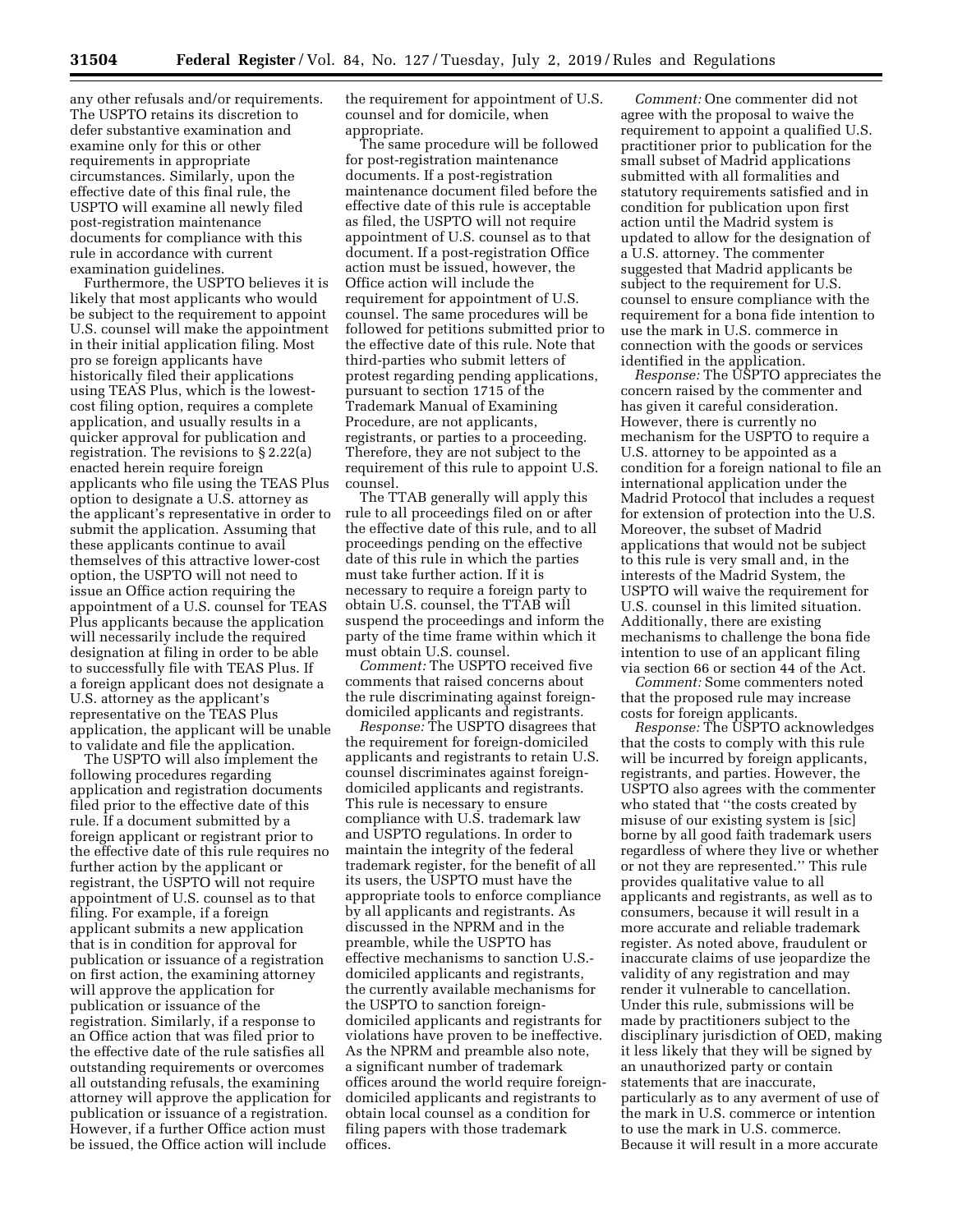any other refusals and/or requirements. The USPTO retains its discretion to defer substantive examination and examine only for this or other requirements in appropriate circumstances. Similarly, upon the effective date of this final rule, the USPTO will examine all newly filed post-registration maintenance documents for compliance with this rule in accordance with current examination guidelines.

Furthermore, the USPTO believes it is likely that most applicants who would be subject to the requirement to appoint U.S. counsel will make the appointment in their initial application filing. Most pro se foreign applicants have historically filed their applications using TEAS Plus, which is the lowest-cost filing option, requires a complete application, and usually results in a quicker approval for publication and registration. The revisions to § 2.22(a) enacted herein require foreign applicants who file using the TEAS Plus option to designate a U.S. attorney as the applicant's representative in order to submit the application. Assuming that these applicants continue to avail themselves of this attractive lower-cost option, the USPTO will not need to issue an Office action requiring the appointment of a U.S. counsel for TEAS Plus applicants because the application will necessarily include the required designation at filing in order to be able to successfully file with TEAS Plus. If a foreign applicant does not designate a U.S. attorney as the applicant's representative on the TEAS Plus application, the applicant will be unable to validate and file the application.

The USPTO will also implement the following procedures regarding application and registration documents filed prior to the effective date of this rule. If a document submitted by a foreign applicant or registrant prior to the effective date of this rule requires no further action by the applicant or registrant, the USPTO will not require appointment of U.S. counsel as to that filing. For example, if a foreign applicant submits a new application that is in condition for approval for publication or issuance of a registration on first action, the examining attorney will approve the application for publication or issuance of the registration. Similarly, if a response to an Office action that was filed prior to the effective date of the rule satisfies all outstanding requirements or overcomes all outstanding refusals, the examining attorney will approve the application for publication or issuance of a registration. However, if a further Office action must be issued, the Office action will include the requirement for appointment of U.S. counsel and for domicile, when appropriate.

The same procedure will be followed for post-registration maintenance documents. If a post-registration maintenance document filed before the effective date of this rule is acceptable as filed, the USPTO will not require appointment of U.S. counsel as to that document. If a post-registration Office action must be issued, however, the Office action will include the requirement for appointment of U.S. counsel. The same procedures will be followed for petitions submitted prior to the effective date of this rule. Note that third-parties who submit letters of protest regarding pending applications, pursuant to section 1715 of the Trademark Manual of Examining Procedure, are not applicants, registrants, or parties to a proceeding. Therefore, they are not subject to the requirement of this rule to appoint U.S. counsel.

The TTAB generally will apply this rule to all proceedings filed on or after the effective date of this rule, and to all proceedings pending on the effective date of this rule in which the parties must take further action. If it is necessary to require a foreign party to obtain U.S. counsel, the TTAB will suspend the proceedings and inform the party of the time frame within which it must obtain U.S. counsel.

*Comment:* The USPTO received five comments that raised concerns about the rule discriminating against foreign-domiciled applicants and registrants.

*Response:* The USPTO disagrees that the requirement for foreign-domiciled applicants and registrants to retain U.S. counsel discriminates against foreign-domiciled applicants and registrants. This rule is necessary to ensure compliance with U.S. trademark law and USPTO regulations. In order to maintain the integrity of the federal trademark register, for the benefit of all its users, the USPTO must have the appropriate tools to enforce compliance by all applicants and registrants. As discussed in the NPRM and in the preamble, while the USPTO has effective mechanisms to sanction U.S.-domiciled applicants and registrants, the currently available mechanisms for the USPTO to sanction foreign-domiciled applicants and registrants for violations have proven to be ineffective. As the NPRM and preamble also note, a significant number of trademark offices around the world require foreign-domiciled applicants and registrants to obtain local counsel as a condition for filing papers with those trademark offices.

*Comment:* One commenter did not agree with the proposal to waive the requirement to appoint a qualified U.S. practitioner prior to publication for the small subset of Madrid applications submitted with all formalities and statutory requirements satisfied and in condition for publication upon first action until the Madrid system is updated to allow for the designation of a U.S. attorney. The commenter suggested that Madrid applicants be subject to the requirement for U.S. counsel to ensure compliance with the requirement for a bona fide intention to use the mark in U.S. commerce in connection with the goods or services identified in the application.

*Response:* The USPTO appreciates the concern raised by the commenter and has given it careful consideration. However, there is currently no mechanism for the USPTO to require a U.S. attorney to be appointed as a condition for a foreign national to file an international application under the Madrid Protocol that includes a request for extension of protection into the U.S. Moreover, the subset of Madrid applications that would not be subject to this rule is very small and, in the interests of the Madrid System, the USPTO will waive the requirement for U.S. counsel in this limited situation. Additionally, there are existing mechanisms to challenge the bona fide intention to use of an applicant filing via section 66 or section 44 of the Act.

*Comment:* Some commenters noted that the proposed rule may increase costs for foreign applicants.

*Response:* The USPTO acknowledges that the costs to comply with this rule will be incurred by foreign applicants, registrants, and parties. However, the USPTO also agrees with the commenter who stated that ''the costs created by misuse of our existing system is [sic] borne by all good faith trademark users regardless of where they live or whether or not they are represented.'' This rule provides qualitative value to all applicants and registrants, as well as to consumers, because it will result in a more accurate and reliable trademark register. As noted above, fraudulent or inaccurate claims of use jeopardize the validity of any registration and may render it vulnerable to cancellation. Under this rule, submissions will be made by practitioners subject to the disciplinary jurisdiction of OED, making it less likely that they will be signed by an unauthorized party or contain statements that are inaccurate, particularly as to any averment of use of the mark in U.S. commerce or intention to use the mark in U.S. commerce. Because it will result in a more accurate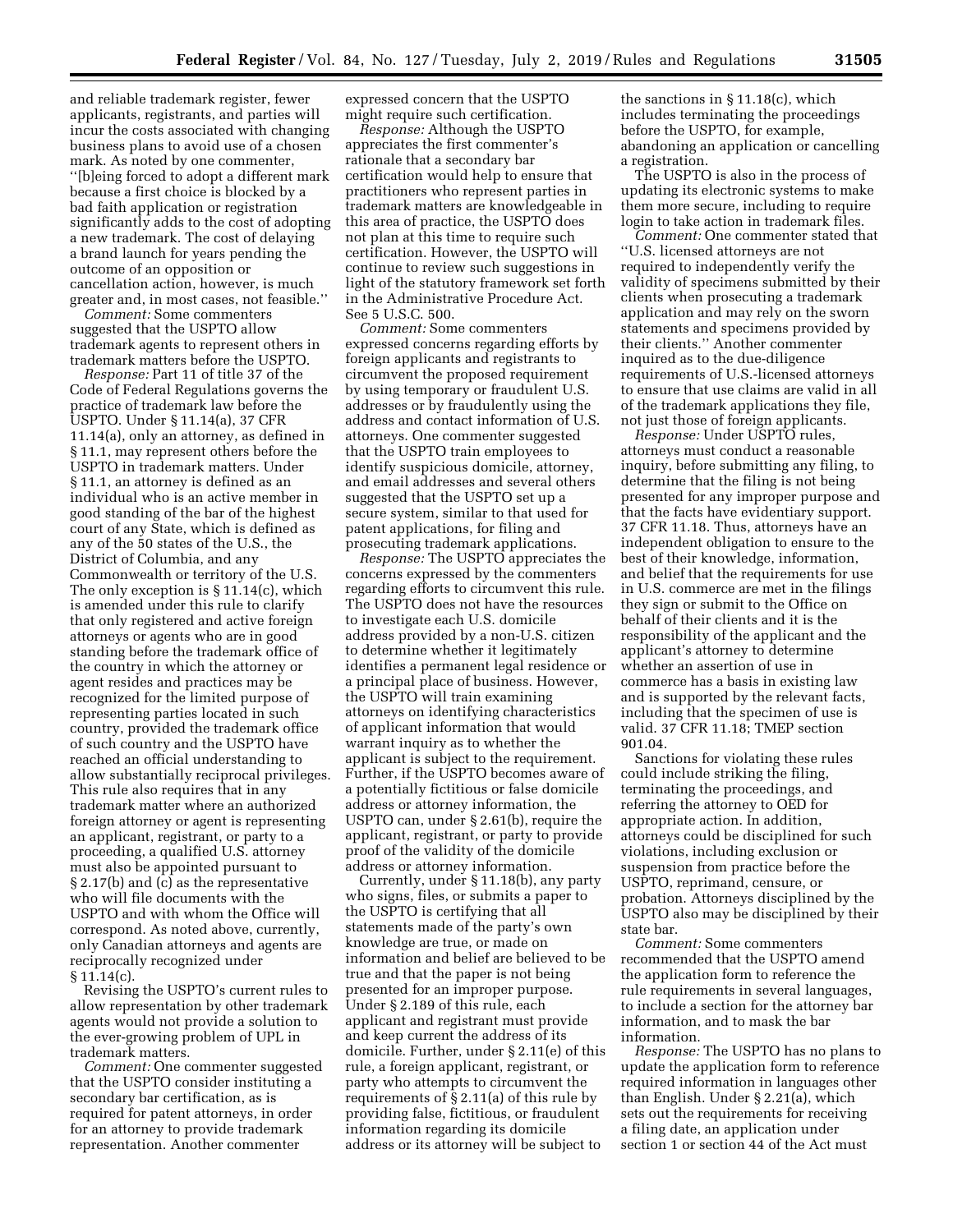and reliable trademark register, fewer applicants, registrants, and parties will incur the costs associated with changing business plans to avoid use of a chosen mark. As noted by one commenter, ''[b]eing forced to adopt a different mark because a first choice is blocked by a bad faith application or registration significantly adds to the cost of adopting a new trademark. The cost of delaying a brand launch for years pending the outcome of an opposition or cancellation action, however, is much greater and, in most cases, not feasible.''

*Comment:* Some commenters suggested that the USPTO allow trademark agents to represent others in trademark matters before the USPTO.

*Response:* Part 11 of title 37 of the Code of Federal Regulations governs the practice of trademark law before the USPTO. Under § 11.14(a), 37 CFR 11.14(a), only an attorney, as defined in § 11.1, may represent others before the USPTO in trademark matters. Under § 11.1, an attorney is defined as an individual who is an active member in good standing of the bar of the highest court of any State, which is defined as any of the 50 states of the U.S., the District of Columbia, and any Commonwealth or territory of the U.S. The only exception is § 11.14(c), which is amended under this rule to clarify that only registered and active foreign attorneys or agents who are in good standing before the trademark office of the country in which the attorney or agent resides and practices may be recognized for the limited purpose of representing parties located in such country, provided the trademark office of such country and the USPTO have reached an official understanding to allow substantially reciprocal privileges. This rule also requires that in any trademark matter where an authorized foreign attorney or agent is representing an applicant, registrant, or party to a proceeding, a qualified U.S. attorney must also be appointed pursuant to § 2.17(b) and (c) as the representative who will file documents with the USPTO and with whom the Office will correspond. As noted above, currently, only Canadian attorneys and agents are reciprocally recognized under § 11.14(c).

Revising the USPTO's current rules to allow representation by other trademark agents would not provide a solution to the ever-growing problem of UPL in trademark matters.

*Comment:* One commenter suggested that the USPTO consider instituting a secondary bar certification, as is required for patent attorneys, in order for an attorney to provide trademark representation. Another commenter expressed concern that the USPTO might require such certification.

*Response:* Although the USPTO appreciates the first commenter's rationale that a secondary bar certification would help to ensure that practitioners who represent parties in trademark matters are knowledgeable in this area of practice, the USPTO does not plan at this time to require such certification. However, the USPTO will continue to review such suggestions in light of the statutory framework set forth in the Administrative Procedure Act. See 5 U.S.C. 500.

*Comment:* Some commenters expressed concerns regarding efforts by foreign applicants and registrants to circumvent the proposed requirement by using temporary or fraudulent U.S. addresses or by fraudulently using the address and contact information of U.S. attorneys. One commenter suggested that the USPTO train employees to identify suspicious domicile, attorney, and email addresses and several others suggested that the USPTO set up a secure system, similar to that used for patent applications, for filing and prosecuting trademark applications.

*Response:* The USPTO appreciates the concerns expressed by the commenters regarding efforts to circumvent this rule. The USPTO does not have the resources to investigate each U.S. domicile address provided by a non-U.S. citizen to determine whether it legitimately identifies a permanent legal residence or a principal place of business. However, the USPTO will train examining attorneys on identifying characteristics of applicant information that would warrant inquiry as to whether the applicant is subject to the requirement. Further, if the USPTO becomes aware of a potentially fictitious or false domicile address or attorney information, the USPTO can, under § 2.61(b), require the applicant, registrant, or party to provide proof of the validity of the domicile address or attorney information.

Currently, under § 11.18(b), any party who signs, files, or submits a paper to the USPTO is certifying that all statements made of the party's own knowledge are true, or made on information and belief are believed to be true and that the paper is not being presented for an improper purpose. Under § 2.189 of this rule, each applicant and registrant must provide and keep current the address of its domicile. Further, under § 2.11(e) of this rule, a foreign applicant, registrant, or party who attempts to circumvent the requirements of § 2.11(a) of this rule by providing false, fictitious, or fraudulent information regarding its domicile address or its attorney will be subject to the sanctions in § 11.18(c), which includes terminating the proceedings before the USPTO, for example, abandoning an application or cancelling a registration.

The USPTO is also in the process of updating its electronic systems to make them more secure, including to require login to take action in trademark files.

*Comment:* One commenter stated that ''U.S. licensed attorneys are not required to independently verify the validity of specimens submitted by their clients when prosecuting a trademark application and may rely on the sworn statements and specimens provided by their clients.'' Another commenter inquired as to the due-diligence requirements of U.S.-licensed attorneys to ensure that use claims are valid in all of the trademark applications they file, not just those of foreign applicants.

*Response:* Under USPTO rules, attorneys must conduct a reasonable inquiry, before submitting any filing, to determine that the filing is not being presented for any improper purpose and that the facts have evidentiary support. 37 CFR 11.18. Thus, attorneys have an independent obligation to ensure to the best of their knowledge, information, and belief that the requirements for use in U.S. commerce are met in the filings they sign or submit to the Office on behalf of their clients and it is the responsibility of the applicant and the applicant's attorney to determine whether an assertion of use in commerce has a basis in existing law and is supported by the relevant facts, including that the specimen of use is valid. 37 CFR 11.18; TMEP section 901.04.

Sanctions for violating these rules could include striking the filing, terminating the proceedings, and referring the attorney to OED for appropriate action. In addition, attorneys could be disciplined for such violations, including exclusion or suspension from practice before the USPTO, reprimand, censure, or probation. Attorneys disciplined by the USPTO also may be disciplined by their state bar.

*Comment:* Some commenters recommended that the USPTO amend the application form to reference the rule requirements in several languages, to include a section for the attorney bar information, and to mask the bar information.

*Response:* The USPTO has no plans to update the application form to reference required information in languages other than English. Under § 2.21(a), which sets out the requirements for receiving a filing date, an application under section 1 or section 44 of the Act must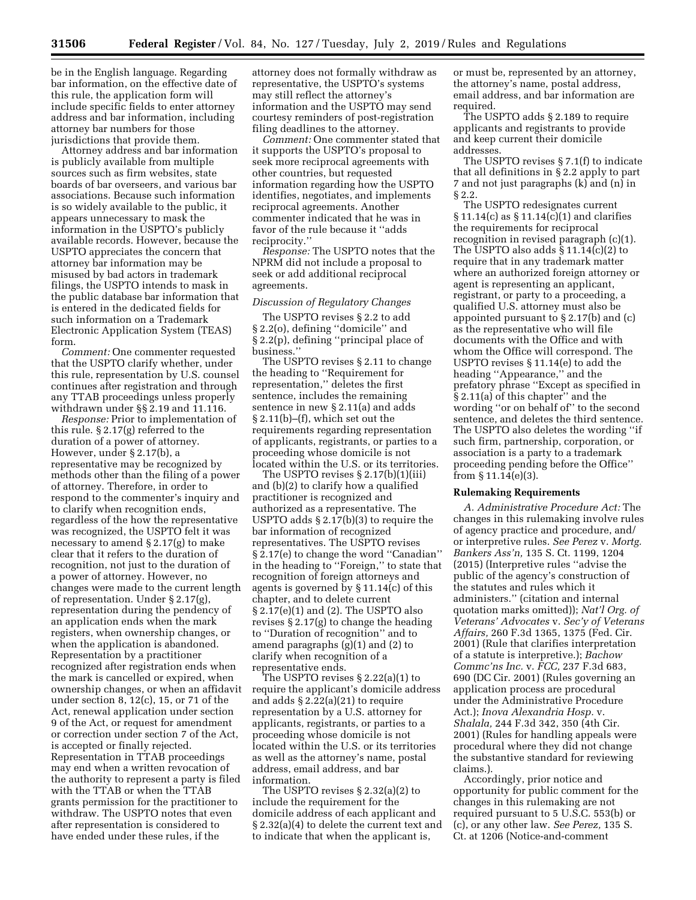be in the English language. Regarding bar information, on the effective date of this rule, the application form will include specific fields to enter attorney address and bar information, including attorney bar numbers for those jurisdictions that provide them.

Attorney address and bar information is publicly available from multiple sources such as firm websites, state boards of bar overseers, and various bar associations. Because such information is so widely available to the public, it appears unnecessary to mask the information in the USPTO's publicly available records. However, because the USPTO appreciates the concern that attorney bar information may be misused by bad actors in trademark filings, the USPTO intends to mask in the public database bar information that is entered in the dedicated fields for such information on a Trademark Electronic Application System (TEAS) form.

*Comment:* One commenter requested that the USPTO clarify whether, under this rule, representation by U.S. counsel continues after registration and through any TTAB proceedings unless properly withdrawn under §§ 2.19 and 11.116.

*Response:* Prior to implementation of this rule. § 2.17(g) referred to the duration of a power of attorney. However, under § 2.17(b), a representative may be recognized by methods other than the filing of a power of attorney. Therefore, in order to respond to the commenter's inquiry and to clarify when recognition ends, regardless of the how the representative was recognized, the USPTO felt it was necessary to amend § 2.17(g) to make clear that it refers to the duration of recognition, not just to the duration of a power of attorney. However, no changes were made to the current length of representation. Under § 2.17(g), representation during the pendency of an application ends when the mark registers, when ownership changes, or when the application is abandoned. Representation by a practitioner recognized after registration ends when the mark is cancelled or expired, when ownership changes, or when an affidavit under section 8, 12(c), 15, or 71 of the Act, renewal application under section 9 of the Act, or request for amendment or correction under section 7 of the Act, is accepted or finally rejected. Representation in TTAB proceedings may end when a written revocation of the authority to represent a party is filed with the TTAB or when the TTAB grants permission for the practitioner to withdraw. The USPTO notes that even after representation is considered to have ended under these rules, if the attorney does not formally withdraw as representative, the USPTO's systems may still reflect the attorney's information and the USPTO may send courtesy reminders of post-registration filing deadlines to the attorney.

*Comment:* One commenter stated that it supports the USPTO's proposal to seek more reciprocal agreements with other countries, but requested information regarding how the USPTO identifies, negotiates, and implements reciprocal agreements. Another commenter indicated that he was in favor of the rule because it ''adds reciprocity.''

*Response:* The USPTO notes that the NPRM did not include a proposal to seek or add additional reciprocal agreements.

*Discussion of Regulatory Changes*

The USPTO revises § 2.2 to add § 2.2(o), defining ''domicile'' and § 2.2(p), defining ''principal place of business.''

The USPTO revises § 2.11 to change the heading to ''Requirement for representation,'' deletes the first sentence, includes the remaining sentence in new § 2.11(a) and adds § 2.11(b)–(f), which set out the requirements regarding representation of applicants, registrants, or parties to a proceeding whose domicile is not located within the U.S. or its territories.

The USPTO revises § 2.17(b)(1)(iii) and (b)(2) to clarify how a qualified practitioner is recognized and authorized as a representative. The USPTO adds § 2.17(b)(3) to require the bar information of recognized representatives. The USPTO revises § 2.17(e) to change the word ''Canadian'' in the heading to ''Foreign,'' to state that recognition of foreign attorneys and agents is governed by § 11.14(c) of this chapter, and to delete current § 2.17(e)(1) and (2). The USPTO also revises § 2.17(g) to change the heading to ''Duration of recognition'' and to amend paragraphs (g)(1) and (2) to clarify when recognition of a representative ends.

The USPTO revises § 2.22(a)(1) to require the applicant's domicile address and adds § 2.22(a)(21) to require representation by a U.S. attorney for applicants, registrants, or parties to a proceeding whose domicile is not located within the U.S. or its territories as well as the attorney's name, postal address, email address, and bar information.

The USPTO revises § 2.32(a)(2) to include the requirement for the domicile address of each applicant and § 2.32(a)(4) to delete the current text and to indicate that when the applicant is, or must be, represented by an attorney, the attorney's name, postal address, email address, and bar information are required.

The USPTO adds § 2.189 to require applicants and registrants to provide and keep current their domicile addresses.

The USPTO revises § 7.1(f) to indicate that all definitions in § 2.2 apply to part 7 and not just paragraphs (k) and (n) in § 2.2.

The USPTO redesignates current § 11.14(c) as § 11.14(c)(1) and clarifies the requirements for reciprocal recognition in revised paragraph (c)(1). The USPTO also adds § 11.14(c)(2) to require that in any trademark matter where an authorized foreign attorney or agent is representing an applicant, registrant, or party to a proceeding, a qualified U.S. attorney must also be appointed pursuant to § 2.17(b) and (c) as the representative who will file documents with the Office and with whom the Office will correspond. The USPTO revises § 11.14(e) to add the heading ''Appearance,'' and the prefatory phrase ''Except as specified in § 2.11(a) of this chapter'' and the wording ''or on behalf of'' to the second sentence, and deletes the third sentence. The USPTO also deletes the wording ''if such firm, partnership, corporation, or association is a party to a trademark proceeding pending before the Office'' from § 11.14(e)(3).

**Rulemaking Requirements**

*A. Administrative Procedure Act:* The changes in this rulemaking involve rules of agency practice and procedure, and/or interpretive rules. *See Perez* v. *Mortg. Bankers Ass'n,* 135 S. Ct. 1199, 1204 (2015) (Interpretive rules ''advise the public of the agency's construction of the statutes and rules which it administers.'' (citation and internal quotation marks omitted)); *Nat'l Org. of Veterans' Advocates* v. *Sec'y of Veterans Affairs,* 260 F.3d 1365, 1375 (Fed. Cir. 2001) (Rule that clarifies interpretation of a statute is interpretive.); *Bachow Commc'ns Inc.* v. *FCC,* 237 F.3d 683, 690 (DC Cir. 2001) (Rules governing an application process are procedural under the Administrative Procedure Act.); *Inova Alexandria Hosp.* v. *Shalala,* 244 F.3d 342, 350 (4th Cir. 2001) (Rules for handling appeals were procedural where they did not change the substantive standard for reviewing claims.).

Accordingly, prior notice and opportunity for public comment for the changes in this rulemaking are not required pursuant to 5 U.S.C. 553(b) or (c), or any other law. *See Perez,* 135 S. Ct. at 1206 (Notice-and-comment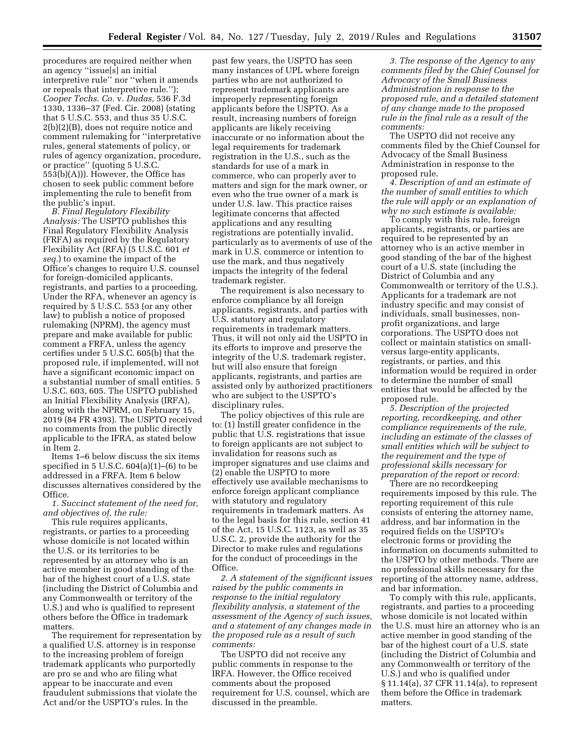procedures are required neither when an agency ''issue[s] an initial interpretive rule'' nor ''when it amends or repeals that interpretive rule.''); *Cooper Techs. Co.* v. *Dudas,* 536 F.3d 1330, 1336–37 (Fed. Cir. 2008) (stating that 5 U.S.C. 553, and thus 35 U.S.C. 2(b)(2)(B), does not require notice and comment rulemaking for ''interpretative rules, general statements of policy, or rules of agency organization, procedure, or practice'' (quoting 5 U.S.C. 553(b)(A))). However, the Office has chosen to seek public comment before implementing the rule to benefit from the public's input.

*B. Final Regulatory Flexibility Analysis:* The USPTO publishes this Final Regulatory Flexibility Analysis (FRFA) as required by the Regulatory Flexibility Act (RFA) (5 U.S.C. 601 *et seq.*) to examine the impact of the Office's changes to require U.S. counsel for foreign-domiciled applicants, registrants, and parties to a proceeding. Under the RFA, whenever an agency is required by 5 U.S.C. 553 (or any other law) to publish a notice of proposed rulemaking (NPRM), the agency must prepare and make available for public comment a FRFA, unless the agency certifies under 5 U.S.C. 605(b) that the proposed rule, if implemented, will not have a significant economic impact on a substantial number of small entities. 5 U.S.C. 603, 605. The USPTO published an Initial Flexibility Analysis (IRFA), along with the NPRM, on February 15, 2019 (84 FR 4393). The USPTO received no comments from the public directly applicable to the IFRA, as stated below in Item 2.

Items 1–6 below discuss the six items specified in 5 U.S.C. 604(a)(1)–(6) to be addressed in a FRFA. Item 6 below discusses alternatives considered by the Office.

*1. Succinct statement of the need for, and objectives of, the rule:*

This rule requires applicants, registrants, or parties to a proceeding whose domicile is not located within the U.S. or its territories to be represented by an attorney who is an active member in good standing of the bar of the highest court of a U.S. state (including the District of Columbia and any Commonwealth or territory of the U.S.) and who is qualified to represent others before the Office in trademark matters.

The requirement for representation by a qualified U.S. attorney is in response to the increasing problem of foreign trademark applicants who purportedly are pro se and who are filing what appear to be inaccurate and even fraudulent submissions that violate the Act and/or the USPTO's rules. In the past few years, the USPTO has seen many instances of UPL where foreign parties who are not authorized to represent trademark applicants are improperly representing foreign applicants before the USPTO. As a result, increasing numbers of foreign applicants are likely receiving inaccurate or no information about the legal requirements for trademark registration in the U.S., such as the standards for use of a mark in commerce, who can properly aver to matters and sign for the mark owner, or even who the true owner of a mark is under U.S. law. This practice raises legitimate concerns that affected applications and any resulting registrations are potentially invalid, particularly as to averments of use of the mark in U.S. commerce or intention to use the mark, and thus negatively impacts the integrity of the federal trademark register.

The requirement is also necessary to enforce compliance by all foreign applicants, registrants, and parties with U.S. statutory and regulatory requirements in trademark matters. Thus, it will not only aid the USPTO in its efforts to improve and preserve the integrity of the U.S. trademark register, but will also ensure that foreign applicants, registrants, and parties are assisted only by authorized practitioners who are subject to the USPTO's disciplinary rules.

The policy objectives of this rule are to: (1) Instill greater confidence in the public that U.S. registrations that issue to foreign applicants are not subject to invalidation for reasons such as improper signatures and use claims and (2) enable the USPTO to more effectively use available mechanisms to enforce foreign applicant compliance with statutory and regulatory requirements in trademark matters. As to the legal basis for this rule, section 41 of the Act, 15 U.S.C. 1123, as well as 35 U.S.C. 2, provide the authority for the Director to make rules and regulations for the conduct of proceedings in the Office.

*2. A statement of the significant issues raised by the public comments in response to the initial regulatory flexibility analysis, a statement of the assessment of the Agency of such issues, and a statement of any changes made in the proposed rule as a result of such comments:*

The USPTO did not receive any public comments in response to the IRFA. However, the Office received comments about the proposed requirement for U.S. counsel, which are discussed in the preamble.

*3. The response of the Agency to any comments filed by the Chief Counsel for Advocacy of the Small Business Administration in response to the proposed rule, and a detailed statement of any change made to the proposed rule in the final rule as a result of the comments:*

The USPTO did not receive any comments filed by the Chief Counsel for Advocacy of the Small Business Administration in response to the proposed rule.

*4. Description of and an estimate of the number of small entities to which the rule will apply or an explanation of why no such estimate is available:*

To comply with this rule, foreign applicants, registrants, or parties are required to be represented by an attorney who is an active member in good standing of the bar of the highest court of a U.S. state (including the District of Columbia and any Commonwealth or territory of the U.S.). Applicants for a trademark are not industry specific and may consist of individuals, small businesses, non-profit organizations, and large corporations. The USPTO does not collect or maintain statistics on small- versus large-entity applicants, registrants, or parties, and this information would be required in order to determine the number of small entities that would be affected by the proposed rule.

*5. Description of the projected reporting, recordkeeping, and other compliance requirements of the rule, including an estimate of the classes of small entities which will be subject to the requirement and the type of professional skills necessary for preparation of the report or record:*

There are no recordkeeping requirements imposed by this rule. The reporting requirement of this rule consists of entering the attorney name, address, and bar information in the required fields on the USPTO's electronic forms or providing the information on documents submitted to the USPTO by other methods. There are no professional skills necessary for the reporting of the attorney name, address, and bar information.

To comply with this rule, applicants, registrants, and parties to a proceeding whose domicile is not located within the U.S. must hire an attorney who is an active member in good standing of the bar of the highest court of a U.S. state (including the District of Columbia and any Commonwealth or territory of the U.S.) and who is qualified under § 11.14(a), 37 CFR 11.14(a), to represent them before the Office in trademark matters.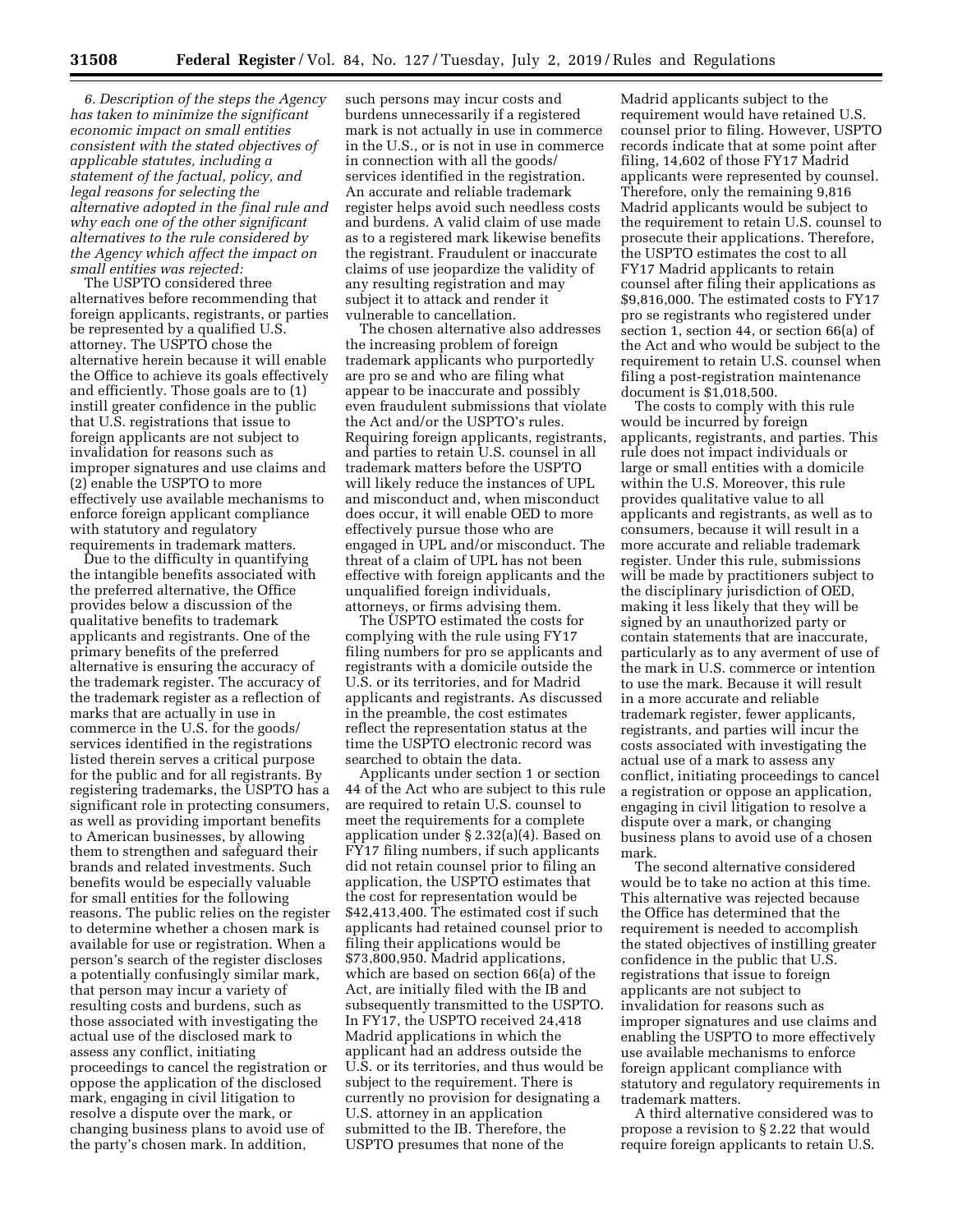*6. Description of the steps the Agency has taken to minimize the significant economic impact on small entities consistent with the stated objectives of applicable statutes, including a statement of the factual, policy, and legal reasons for selecting the alternative adopted in the final rule and why each one of the other significant alternatives to the rule considered by the Agency which affect the impact on small entities was rejected:*

The USPTO considered three alternatives before recommending that foreign applicants, registrants, or parties be represented by a qualified U.S. attorney. The USPTO chose the alternative herein because it will enable the Office to achieve its goals effectively and efficiently. Those goals are to (1) instill greater confidence in the public that U.S. registrations that issue to foreign applicants are not subject to invalidation for reasons such as improper signatures and use claims and (2) enable the USPTO to more effectively use available mechanisms to enforce foreign applicant compliance with statutory and regulatory requirements in trademark matters.

Due to the difficulty in quantifying the intangible benefits associated with the preferred alternative, the Office provides below a discussion of the qualitative benefits to trademark applicants and registrants. One of the primary benefits of the preferred alternative is ensuring the accuracy of the trademark register. The accuracy of the trademark register as a reflection of marks that are actually in use in commerce in the U.S. for the goods/services identified in the registrations listed therein serves a critical purpose for the public and for all registrants. By registering trademarks, the USPTO has a significant role in protecting consumers, as well as providing important benefits to American businesses, by allowing them to strengthen and safeguard their brands and related investments. Such benefits would be especially valuable for small entities for the following reasons. The public relies on the register to determine whether a chosen mark is available for use or registration. When a person's search of the register discloses a potentially confusingly similar mark, that person may incur a variety of resulting costs and burdens, such as those associated with investigating the actual use of the disclosed mark to assess any conflict, initiating proceedings to cancel the registration or oppose the application of the disclosed mark, engaging in civil litigation to resolve a dispute over the mark, or changing business plans to avoid use of the party's chosen mark. In addition, such persons may incur costs and burdens unnecessarily if a registered mark is not actually in use in commerce in the U.S., or is not in use in commerce in connection with all the goods/services identified in the registration. An accurate and reliable trademark register helps avoid such needless costs and burdens. A valid claim of use made as to a registered mark likewise benefits the registrant. Fraudulent or inaccurate claims of use jeopardize the validity of any resulting registration and may subject it to attack and render it vulnerable to cancellation.

The chosen alternative also addresses the increasing problem of foreign trademark applicants who purportedly are pro se and who are filing what appear to be inaccurate and possibly even fraudulent submissions that violate the Act and/or the USPTO's rules. Requiring foreign applicants, registrants, and parties to retain U.S. counsel in all trademark matters before the USPTO will likely reduce the instances of UPL and misconduct and, when misconduct does occur, it will enable OED to more effectively pursue those who are engaged in UPL and/or misconduct. The threat of a claim of UPL has not been effective with foreign applicants and the unqualified foreign individuals, attorneys, or firms advising them.

The USPTO estimated the costs for complying with the rule using FY17 filing numbers for pro se applicants and registrants with a domicile outside the U.S. or its territories, and for Madrid applicants and registrants. As discussed in the preamble, the cost estimates reflect the representation status at the time the USPTO electronic record was searched to obtain the data.

Applicants under section 1 or section 44 of the Act who are subject to this rule are required to retain U.S. counsel to meet the requirements for a complete application under § 2.32(a)(4). Based on FY17 filing numbers, if such applicants did not retain counsel prior to filing an application, the USPTO estimates that the cost for representation would be $42,413,400. The estimated cost if such applicants had retained counsel prior to filing their applications would be $73,800,950. Madrid applications, which are based on section 66(a) of the Act, are initially filed with the IB and subsequently transmitted to the USPTO. In FY17, the USPTO received 24,418 Madrid applications in which the applicant had an address outside the U.S. or its territories, and thus would be subject to the requirement. There is currently no provision for designating a U.S. attorney in an application submitted to the IB. Therefore, the USPTO presumes that none of the Madrid applicants subject to the requirement would have retained U.S. counsel prior to filing. However, USPTO records indicate that at some point after filing, 14,602 of those FY17 Madrid applicants were represented by counsel. Therefore, only the remaining 9,816 Madrid applicants would be subject to the requirement to retain U.S. counsel to prosecute their applications. Therefore, the USPTO estimates the cost to all FY17 Madrid applicants to retain counsel after filing their applications as $9,816,000. The estimated costs to FY17 pro se registrants who registered under section 1, section 44, or section 66(a) of the Act and who would be subject to the requirement to retain U.S. counsel when filing a post-registration maintenance document is $1,018,500.

The costs to comply with this rule would be incurred by foreign applicants, registrants, and parties. This rule does not impact individuals or large or small entities with a domicile within the U.S. Moreover, this rule provides qualitative value to all applicants and registrants, as well as to consumers, because it will result in a more accurate and reliable trademark register. Under this rule, submissions will be made by practitioners subject to the disciplinary jurisdiction of OED, making it less likely that they will be signed by an unauthorized party or contain statements that are inaccurate, particularly as to any averment of use of the mark in U.S. commerce or intention to use the mark. Because it will result in a more accurate and reliable trademark register, fewer applicants, registrants, and parties will incur the costs associated with investigating the actual use of a mark to assess any conflict, initiating proceedings to cancel a registration or oppose an application, engaging in civil litigation to resolve a dispute over a mark, or changing business plans to avoid use of a chosen mark.

The second alternative considered would be to take no action at this time. This alternative was rejected because the Office has determined that the requirement is needed to accomplish the stated objectives of instilling greater confidence in the public that U.S. registrations that issue to foreign applicants are not subject to invalidation for reasons such as improper signatures and use claims and enabling the USPTO to more effectively use available mechanisms to enforce foreign applicant compliance with statutory and regulatory requirements in trademark matters.

A third alternative considered was to propose a revision to § 2.22 that would require foreign applicants to retain U.S.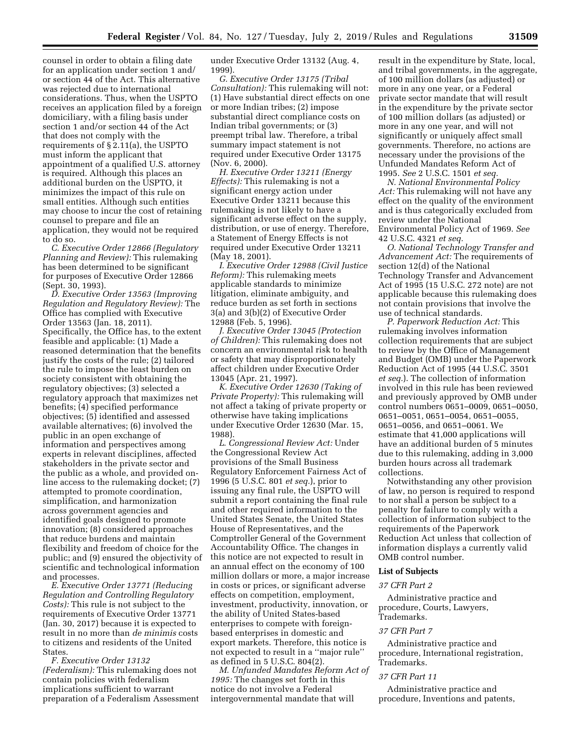counsel in order to obtain a filing date for an application under section 1 and/or section 44 of the Act. This alternative was rejected due to international considerations. Thus, when the USPTO receives an application filed by a foreign domiciliary, with a filing basis under section 1 and/or section 44 of the Act that does not comply with the requirements of § 2.11(a), the USPTO must inform the applicant that appointment of a qualified U.S. attorney is required. Although this places an additional burden on the USPTO, it minimizes the impact of this rule on small entities. Although such entities may choose to incur the cost of retaining counsel to prepare and file an application, they would not be required to do so.

*C. Executive Order 12866 (Regulatory Planning and Review):* This rulemaking has been determined to be significant for purposes of Executive Order 12866 (Sept. 30, 1993).

*D. Executive Order 13563 (Improving Regulation and Regulatory Review):* The Office has complied with Executive Order 13563 (Jan. 18, 2011). Specifically, the Office has, to the extent feasible and applicable: (1) Made a reasoned determination that the benefits justify the costs of the rule; (2) tailored the rule to impose the least burden on society consistent with obtaining the regulatory objectives; (3) selected a regulatory approach that maximizes net benefits; (4) specified performance objectives; (5) identified and assessed available alternatives; (6) involved the public in an open exchange of information and perspectives among experts in relevant disciplines, affected stakeholders in the private sector and the public as a whole, and provided on-line access to the rulemaking docket; (7) attempted to promote coordination, simplification, and harmonization across government agencies and identified goals designed to promote innovation; (8) considered approaches that reduce burdens and maintain flexibility and freedom of choice for the public; and (9) ensured the objectivity of scientific and technological information and processes.

*E. Executive Order 13771 (Reducing Regulation and Controlling Regulatory Costs):* This rule is not subject to the requirements of Executive Order 13771 (Jan. 30, 2017) because it is expected to result in no more than *de minimis* costs to citizens and residents of the United States.

*F. Executive Order 13132 (Federalism):* This rulemaking does not contain policies with federalism implications sufficient to warrant preparation of a Federalism Assessment under Executive Order 13132 (Aug. 4, 1999).

*G. Executive Order 13175 (Tribal Consultation):* This rulemaking will not: (1) Have substantial direct effects on one or more Indian tribes; (2) impose substantial direct compliance costs on Indian tribal governments; or (3) preempt tribal law. Therefore, a tribal summary impact statement is not required under Executive Order 13175 (Nov. 6, 2000).

*H. Executive Order 13211 (Energy Effects):* This rulemaking is not a significant energy action under Executive Order 13211 because this rulemaking is not likely to have a significant adverse effect on the supply, distribution, or use of energy. Therefore, a Statement of Energy Effects is not required under Executive Order 13211 (May 18, 2001).

*I. Executive Order 12988 (Civil Justice Reform):* This rulemaking meets applicable standards to minimize litigation, eliminate ambiguity, and reduce burden as set forth in sections 3(a) and 3(b)(2) of Executive Order 12988 (Feb. 5, 1996).

*J. Executive Order 13045 (Protection of Children):* This rulemaking does not concern an environmental risk to health or safety that may disproportionately affect children under Executive Order 13045 (Apr. 21, 1997).

*K. Executive Order 12630 (Taking of Private Property):* This rulemaking will not affect a taking of private property or otherwise have taking implications under Executive Order 12630 (Mar. 15, 1988).

*L. Congressional Review Act:* Under the Congressional Review Act provisions of the Small Business Regulatory Enforcement Fairness Act of 1996 (5 U.S.C. 801 *et seq.*), prior to issuing any final rule, the USPTO will submit a report containing the final rule and other required information to the United States Senate, the United States House of Representatives, and the Comptroller General of the Government Accountability Office. The changes in this notice are not expected to result in an annual effect on the economy of 100 million dollars or more, a major increase in costs or prices, or significant adverse effects on competition, employment, investment, productivity, innovation, or the ability of United States-based enterprises to compete with foreign-based enterprises in domestic and export markets. Therefore, this notice is not expected to result in a "major rule" as defined in 5 U.S.C. 804(2).

*M. Unfunded Mandates Reform Act of 1995:* The changes set forth in this notice do not involve a Federal intergovernmental mandate that will result in the expenditure by State, local, and tribal governments, in the aggregate, of 100 million dollars (as adjusted) or more in any one year, or a Federal private sector mandate that will result in the expenditure by the private sector of 100 million dollars (as adjusted) or more in any one year, and will not significantly or uniquely affect small governments. Therefore, no actions are necessary under the provisions of the Unfunded Mandates Reform Act of 1995. *See* 2 U.S.C. 1501 *et seq.*

*N. National Environmental Policy Act:* This rulemaking will not have any effect on the quality of the environment and is thus categorically excluded from review under the National Environmental Policy Act of 1969. *See* 42 U.S.C. 4321 *et seq.*

*O. National Technology Transfer and Advancement Act:* The requirements of section 12(d) of the National Technology Transfer and Advancement Act of 1995 (15 U.S.C. 272 note) are not applicable because this rulemaking does not contain provisions that involve the use of technical standards.

*P. Paperwork Reduction Act:* This rulemaking involves information collection requirements that are subject to review by the Office of Management and Budget (OMB) under the Paperwork Reduction Act of 1995 (44 U.S.C. 3501 *et seq.*). The collection of information involved in this rule has been reviewed and previously approved by OMB under control numbers 0651–0009, 0651–0050, 0651–0051, 0651–0054, 0651–0055, 0651–0056, and 0651–0061. We estimate that 41,000 applications will have an additional burden of 5 minutes due to this rulemaking, adding in 3,000 burden hours across all trademark collections.

Notwithstanding any other provision of law, no person is required to respond to nor shall a person be subject to a penalty for failure to comply with a collection of information subject to the requirements of the Paperwork Reduction Act unless that collection of information displays a currently valid OMB control number.

**List of Subjects**

*37 CFR Part 2*

Administrative practice and procedure, Courts, Lawyers, Trademarks.

*37 CFR Part 7*

Administrative practice and procedure, International registration, Trademarks.

*37 CFR Part 11*

Administrative practice and procedure, Inventions and patents,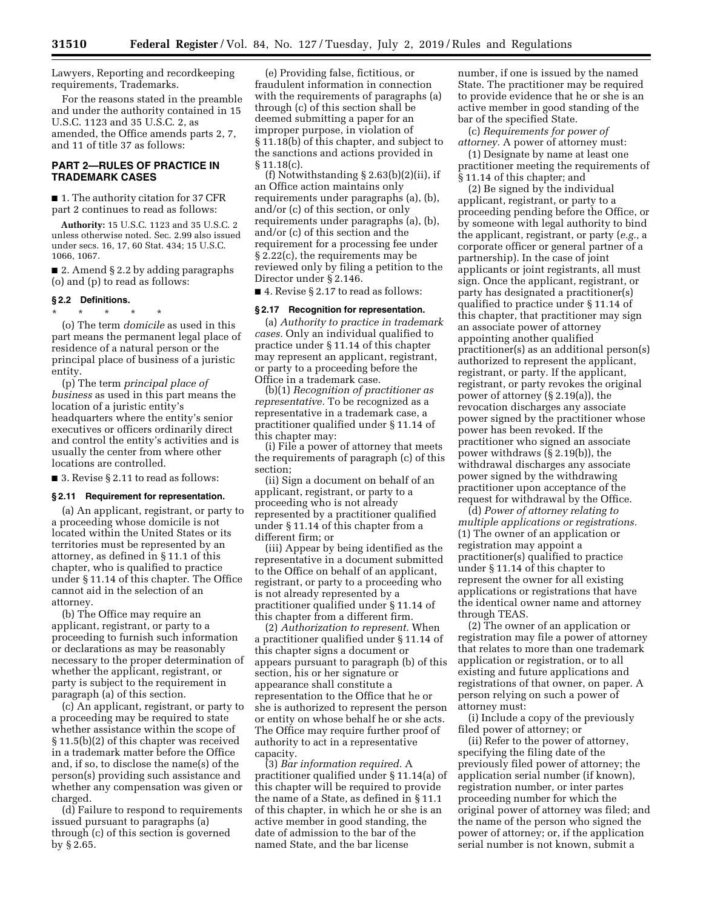Lawyers, Reporting and recordkeeping requirements, Trademarks.

For the reasons stated in the preamble and under the authority contained in 15 U.S.C. 1123 and 35 U.S.C. 2, as amended, the Office amends parts 2, 7, and 11 of title 37 as follows:

## PART 2—RULES OF PRACTICE IN TRADEMARK CASES

■ 1. The authority citation for 37 CFR part 2 continues to read as follows:

**Authority:** 15 U.S.C. 1123 and 35 U.S.C. 2 unless otherwise noted. Sec. 2.99 also issued under secs. 16, 17, 60 Stat. 434; 15 U.S.C. 1066, 1067.

■ 2. Amend § 2.2 by adding paragraphs (o) and (p) to read as follows:

### § 2.2 Definitions.

\* \* \* \* \*

(o) The term *domicile* as used in this part means the permanent legal place of residence of a natural person or the principal place of business of a juristic entity.

(p) The term *principal place of business* as used in this part means the location of a juristic entity's headquarters where the entity's senior executives or officers ordinarily direct and control the entity's activities and is usually the center from where other locations are controlled.

■ 3. Revise § 2.11 to read as follows:

### § 2.11 Requirement for representation.

(a) An applicant, registrant, or party to a proceeding whose domicile is not located within the United States or its territories must be represented by an attorney, as defined in § 11.1 of this chapter, who is qualified to practice under § 11.14 of this chapter. The Office cannot aid in the selection of an attorney.

(b) The Office may require an applicant, registrant, or party to a proceeding to furnish such information or declarations as may be reasonably necessary to the proper determination of whether the applicant, registrant, or party is subject to the requirement in paragraph (a) of this section.

(c) An applicant, registrant, or party to a proceeding may be required to state whether assistance within the scope of § 11.5(b)(2) of this chapter was received in a trademark matter before the Office and, if so, to disclose the name(s) of the person(s) providing such assistance and whether any compensation was given or charged.

(d) Failure to respond to requirements issued pursuant to paragraphs (a) through (c) of this section is governed by § 2.65.

(e) Providing false, fictitious, or fraudulent information in connection with the requirements of paragraphs (a) through (c) of this section shall be deemed submitting a paper for an improper purpose, in violation of § 11.18(b) of this chapter, and subject to the sanctions and actions provided in § 11.18(c).

(f) Notwithstanding § 2.63(b)(2)(ii), if an Office action maintains only requirements under paragraphs (a), (b), and/or (c) of this section, or only requirements under paragraphs (a), (b), and/or (c) of this section and the requirement for a processing fee under § 2.22(c), the requirements may be reviewed only by filing a petition to the Director under § 2.146.

■ 4. Revise § 2.17 to read as follows:

### § 2.17 Recognition for representation.

(a) *Authority to practice in trademark cases.* Only an individual qualified to practice under § 11.14 of this chapter may represent an applicant, registrant, or party to a proceeding before the Office in a trademark case.

(b)(1) *Recognition of practitioner as representative.* To be recognized as a representative in a trademark case, a practitioner qualified under § 11.14 of this chapter may:

(i) File a power of attorney that meets the requirements of paragraph (c) of this section;

(ii) Sign a document on behalf of an applicant, registrant, or party to a proceeding who is not already represented by a practitioner qualified under § 11.14 of this chapter from a different firm; or

(iii) Appear by being identified as the representative in a document submitted to the Office on behalf of an applicant, registrant, or party to a proceeding who is not already represented by a practitioner qualified under § 11.14 of this chapter from a different firm.

(2) *Authorization to represent.* When a practitioner qualified under § 11.14 of this chapter signs a document or appears pursuant to paragraph (b) of this section, his or her signature or appearance shall constitute a representation to the Office that he or she is authorized to represent the person or entity on whose behalf he or she acts. The Office may require further proof of authority to act in a representative capacity.

(3) *Bar information required.* A practitioner qualified under § 11.14(a) of this chapter will be required to provide the name of a State, as defined in § 11.1 of this chapter, in which he or she is an active member in good standing, the date of admission to the bar of the named State, and the bar license number, if one is issued by the named State. The practitioner may be required to provide evidence that he or she is an active member in good standing of the bar of the specified State.

(c) *Requirements for power of attorney.* A power of attorney must:

(1) Designate by name at least one practitioner meeting the requirements of § 11.14 of this chapter; and

(2) Be signed by the individual applicant, registrant, or party to a proceeding pending before the Office, or by someone with legal authority to bind the applicant, registrant, or party (*e.g.,* a corporate officer or general partner of a partnership). In the case of joint applicants or joint registrants, all must sign. Once the applicant, registrant, or party has designated a practitioner(s) qualified to practice under § 11.14 of this chapter, that practitioner may sign an associate power of attorney appointing another qualified practitioner(s) as an additional person(s) authorized to represent the applicant, registrant, or party. If the applicant, registrant, or party revokes the original power of attorney (§ 2.19(a)), the revocation discharges any associate power signed by the practitioner whose power has been revoked. If the practitioner who signed an associate power withdraws (§ 2.19(b)), the withdrawal discharges any associate power signed by the withdrawing practitioner upon acceptance of the request for withdrawal by the Office.

(d) *Power of attorney relating to multiple applications or registrations.* (1) The owner of an application or registration may appoint a practitioner(s) qualified to practice under § 11.14 of this chapter to represent the owner for all existing applications or registrations that have the identical owner name and attorney through TEAS.

(2) The owner of an application or registration may file a power of attorney that relates to more than one trademark application or registration, or to all existing and future applications and registrations of that owner, on paper. A person relying on such a power of attorney must:

(i) Include a copy of the previously filed power of attorney; or

(ii) Refer to the power of attorney, specifying the filing date of the previously filed power of attorney; the application serial number (if known), registration number, or inter partes proceeding number for which the original power of attorney was filed; and the name of the person who signed the power of attorney; or, if the application serial number is not known, submit a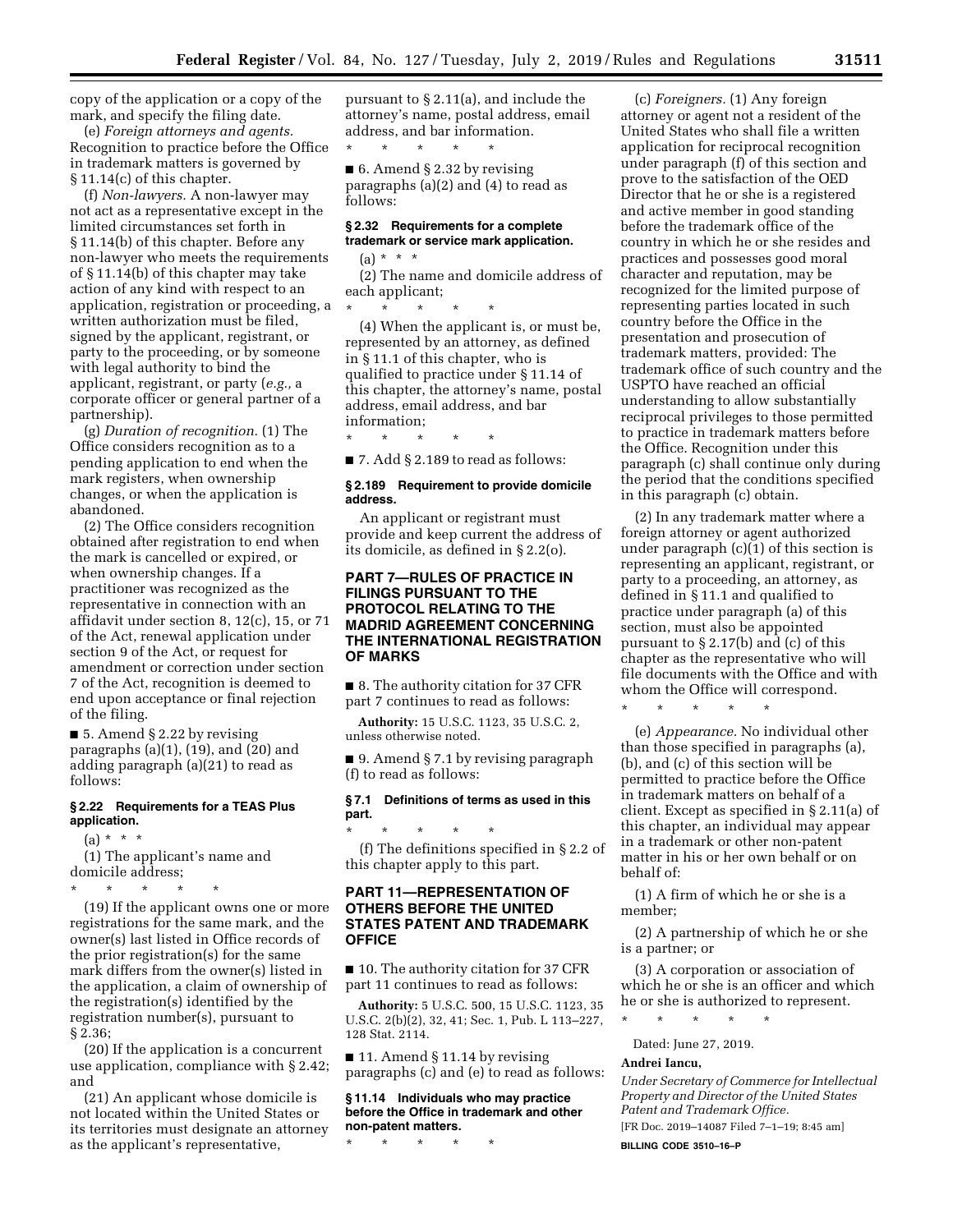copy of the application or a copy of the mark, and specify the filing date.

(e) *Foreign attorneys and agents.* Recognition to practice before the Office in trademark matters is governed by § 11.14(c) of this chapter.

(f) *Non-lawyers.* A non-lawyer may not act as a representative except in the limited circumstances set forth in § 11.14(b) of this chapter. Before any non-lawyer who meets the requirements of § 11.14(b) of this chapter may take action of any kind with respect to an application, registration or proceeding, a written authorization must be filed, signed by the applicant, registrant, or party to the proceeding, or by someone with legal authority to bind the applicant, registrant, or party (*e.g.,* a corporate officer or general partner of a partnership).

(g) *Duration of recognition.* (1) The Office considers recognition as to a pending application to end when the mark registers, when ownership changes, or when the application is abandoned.

(2) The Office considers recognition obtained after registration to end when the mark is cancelled or expired, or when ownership changes. If a practitioner was recognized as the representative in connection with an affidavit under section 8, 12(c), 15, or 71 of the Act, renewal application under section 9 of the Act, or request for amendment or correction under section 7 of the Act, recognition is deemed to end upon acceptance or final rejection of the filing.

■ 5. Amend § 2.22 by revising paragraphs (a)(1), (19), and (20) and adding paragraph (a)(21) to read as follows:

**§ 2.22 Requirements for a TEAS Plus application.**

(a) * * *

(1) The applicant's name and domicile address;

\* \* \* \* \*

(19) If the applicant owns one or more registrations for the same mark, and the owner(s) last listed in Office records of the prior registration(s) for the same mark differs from the owner(s) listed in the application, a claim of ownership of the registration(s) identified by the registration number(s), pursuant to § 2.36;

(20) If the application is a concurrent use application, compliance with § 2.42; and

(21) An applicant whose domicile is not located within the United States or its territories must designate an attorney as the applicant's representative, pursuant to § 2.11(a), and include the attorney's name, postal address, email address, and bar information.

\* \* \* \* \*

■ 6. Amend § 2.32 by revising paragraphs (a)(2) and (4) to read as follows:

**§ 2.32 Requirements for a complete trademark or service mark application.**

(a) * * *

(2) The name and domicile address of each applicant;

\* \* \* \* \*

(4) When the applicant is, or must be, represented by an attorney, as defined in § 11.1 of this chapter, who is qualified to practice under § 11.14 of this chapter, the attorney's name, postal address, email address, and bar information;

\* \* \* \* \*

■ 7. Add § 2.189 to read as follows:

**§ 2.189 Requirement to provide domicile address.**

An applicant or registrant must provide and keep current the address of its domicile, as defined in § 2.2(o).

## PART 7—RULES OF PRACTICE IN FILINGS PURSUANT TO THE PROTOCOL RELATING TO THE MADRID AGREEMENT CONCERNING THE INTERNATIONAL REGISTRATION OF MARKS

■ 8. The authority citation for 37 CFR part 7 continues to read as follows:

**Authority:** 15 U.S.C. 1123, 35 U.S.C. 2, unless otherwise noted.

■ 9. Amend § 7.1 by revising paragraph (f) to read as follows:

**§ 7.1 Definitions of terms as used in this part.**

\* \* \* \* \*

(f) The definitions specified in § 2.2 of this chapter apply to this part.

## PART 11—REPRESENTATION OF OTHERS BEFORE THE UNITED STATES PATENT AND TRADEMARK OFFICE

■ 10. The authority citation for 37 CFR part 11 continues to read as follows:

**Authority:** 5 U.S.C. 500, 15 U.S.C. 1123, 35 U.S.C. 2(b)(2), 32, 41; Sec. 1, Pub. L 113–227, 128 Stat. 2114.

■ 11. Amend § 11.14 by revising paragraphs (c) and (e) to read as follows:

**§ 11.14 Individuals who may practice before the Office in trademark and other non-patent matters.**

\* \* \* \* \*

(c) *Foreigners.* (1) Any foreign attorney or agent not a resident of the United States who shall file a written application for reciprocal recognition under paragraph (f) of this section and prove to the satisfaction of the OED Director that he or she is a registered and active member in good standing before the trademark office of the country in which he or she resides and practices and possesses good moral character and reputation, may be recognized for the limited purpose of representing parties located in such country before the Office in the presentation and prosecution of trademark matters, provided: The trademark office of such country and the USPTO have reached an official understanding to allow substantially reciprocal privileges to those permitted to practice in trademark matters before the Office. Recognition under this paragraph (c) shall continue only during the period that the conditions specified in this paragraph (c) obtain.

(2) In any trademark matter where a foreign attorney or agent authorized under paragraph (c)(1) of this section is representing an applicant, registrant, or party to a proceeding, an attorney, as defined in § 11.1 and qualified to practice under paragraph (a) of this section, must also be appointed pursuant to § 2.17(b) and (c) of this chapter as the representative who will file documents with the Office and with whom the Office will correspond.

\* \* \* \* \*

(e) *Appearance.* No individual other than those specified in paragraphs (a), (b), and (c) of this section will be permitted to practice before the Office in trademark matters on behalf of a client. Except as specified in § 2.11(a) of this chapter, an individual may appear in a trademark or other non-patent matter in his or her own behalf or on behalf of:

(1) A firm of which he or she is a member;

(2) A partnership of which he or she is a partner; or

(3) A corporation or association of which he or she is an officer and which he or she is authorized to represent.

\* \* \* \* \*

Dated: June 27, 2019.

**Andrei Iancu,**

*Under Secretary of Commerce for Intellectual Property and Director of the United States Patent and Trademark Office.*

[FR Doc. 2019–14087 Filed 7–1–19; 8:45 am]

**BILLING CODE 3510–16–P**